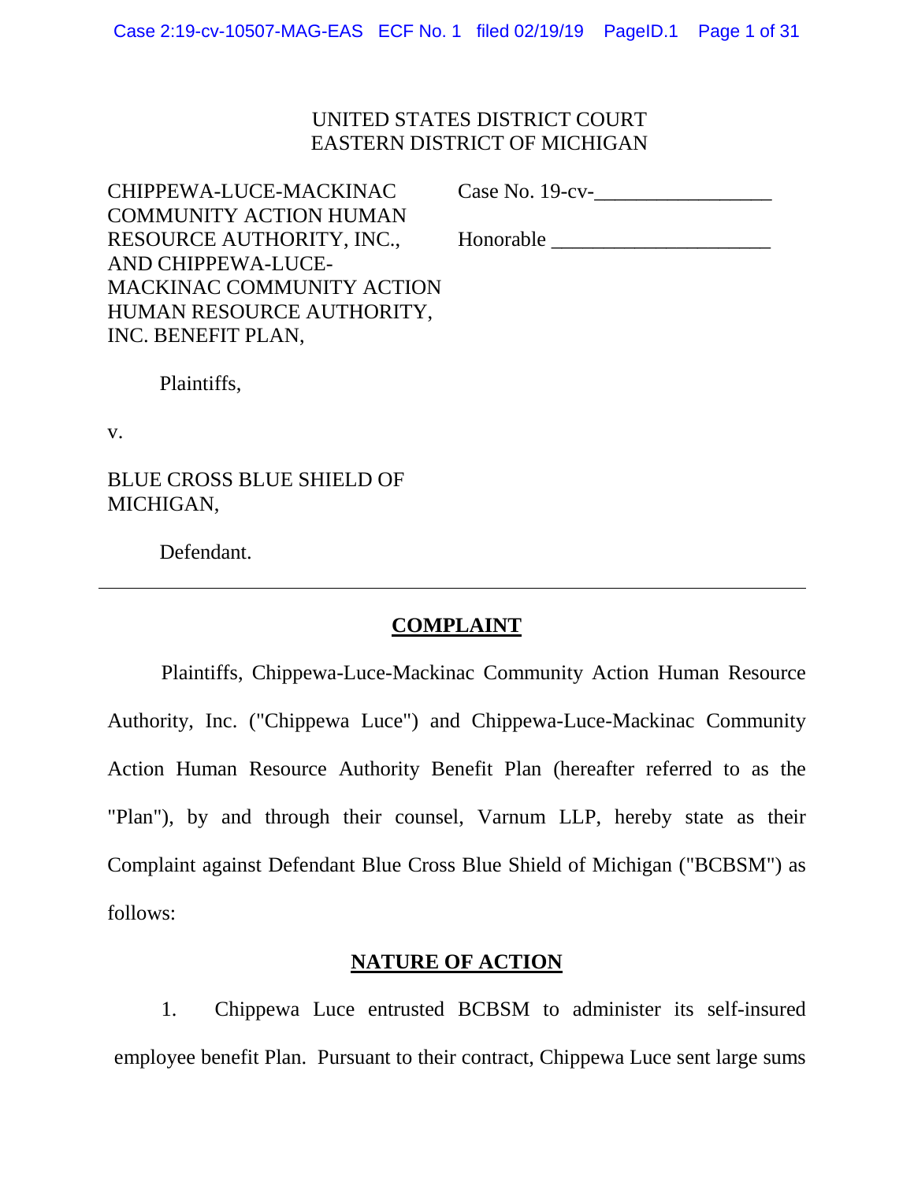UNITED STATES DISTRICT COURT
EASTERN DISTRICT OF MICHIGAN

CHIPPEWA-LUCE-MACKINAC COMMUNITY ACTION HUMAN RESOURCE AUTHORITY, INC., AND CHIPPEWA-LUCE-MACKINAC COMMUNITY ACTION HUMAN RESOURCE AUTHORITY, INC. BENEFIT PLAN,

Plaintiffs,

v.

BLUE CROSS BLUE SHIELD OF MICHIGAN,

Defendant.

Case No. 19-cv-\_\_\_\_\_\_\_\_\_\_\_\_\_\_\_\_\_

Honorable \_\_\_\_\_\_\_\_\_\_\_\_\_\_\_\_\_\_\_\_\_\_

---

## COMPLAINT

Plaintiffs, Chippewa-Luce-Mackinac Community Action Human Resource Authority, Inc. ("Chippewa Luce") and Chippewa-Luce-Mackinac Community Action Human Resource Authority Benefit Plan (hereafter referred to as the "Plan"), by and through their counsel, Varnum LLP, hereby state as their Complaint against Defendant Blue Cross Blue Shield of Michigan ("BCBSM") as follows:

## NATURE OF ACTION

1. Chippewa Luce entrusted BCBSM to administer its self-insured employee benefit Plan. Pursuant to their contract, Chippewa Luce sent large sums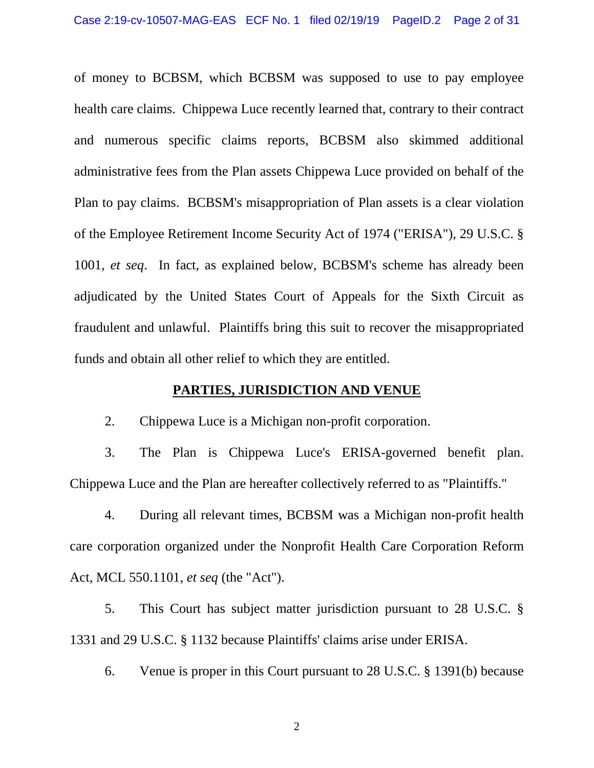of money to BCBSM, which BCBSM was supposed to use to pay employee health care claims. Chippewa Luce recently learned that, contrary to their contract and numerous specific claims reports, BCBSM also skimmed additional administrative fees from the Plan assets Chippewa Luce provided on behalf of the Plan to pay claims. BCBSM's misappropriation of Plan assets is a clear violation of the Employee Retirement Income Security Act of 1974 ("ERISA"), 29 U.S.C. § 1001, *et seq*. In fact, as explained below, BCBSM's scheme has already been adjudicated by the United States Court of Appeals for the Sixth Circuit as fraudulent and unlawful. Plaintiffs bring this suit to recover the misappropriated funds and obtain all other relief to which they are entitled.

## PARTIES, JURISDICTION AND VENUE

2. Chippewa Luce is a Michigan non-profit corporation.

3. The Plan is Chippewa Luce's ERISA-governed benefit plan. Chippewa Luce and the Plan are hereafter collectively referred to as "Plaintiffs."

4. During all relevant times, BCBSM was a Michigan non-profit health care corporation organized under the Nonprofit Health Care Corporation Reform Act, MCL 550.1101, *et seq* (the "Act").

5. This Court has subject matter jurisdiction pursuant to 28 U.S.C. § 1331 and 29 U.S.C. § 1132 because Plaintiffs' claims arise under ERISA.

6. Venue is proper in this Court pursuant to 28 U.S.C. § 1391(b) because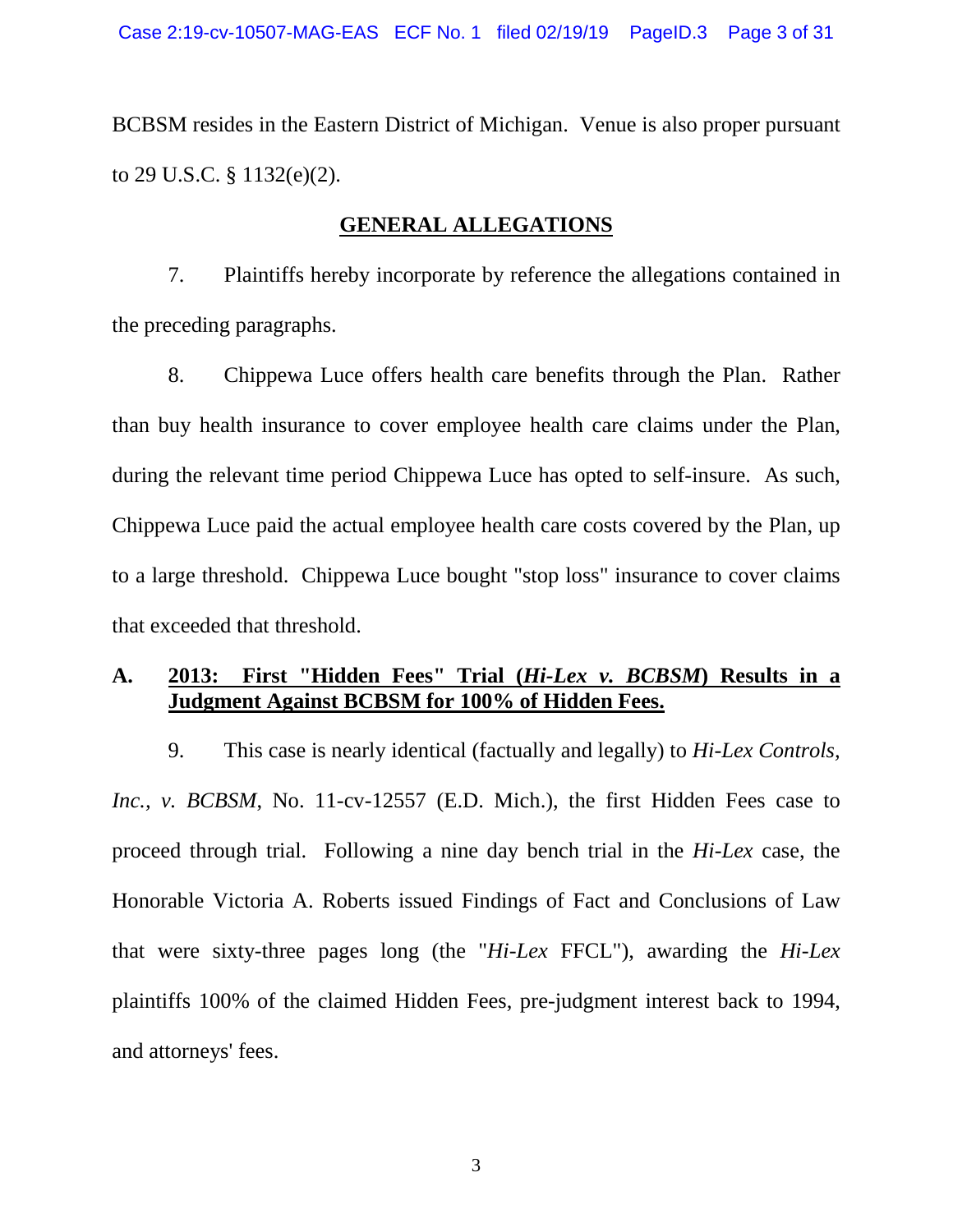BCBSM resides in the Eastern District of Michigan. Venue is also proper pursuant to 29 U.S.C. § 1132(e)(2).

## GENERAL ALLEGATIONS

7. Plaintiffs hereby incorporate by reference the allegations contained in the preceding paragraphs.

8. Chippewa Luce offers health care benefits through the Plan. Rather than buy health insurance to cover employee health care claims under the Plan, during the relevant time period Chippewa Luce has opted to self-insure. As such, Chippewa Luce paid the actual employee health care costs covered by the Plan, up to a large threshold. Chippewa Luce bought "stop loss" insurance to cover claims that exceeded that threshold.

### A. 2013: First "Hidden Fees" Trial (*Hi-Lex v. BCBSM*) Results in a Judgment Against BCBSM for 100% of Hidden Fees.

9. This case is nearly identical (factually and legally) to *Hi-Lex Controls, Inc., v. BCBSM*, No. 11-cv-12557 (E.D. Mich.), the first Hidden Fees case to proceed through trial. Following a nine day bench trial in the *Hi-Lex* case, the Honorable Victoria A. Roberts issued Findings of Fact and Conclusions of Law that were sixty-three pages long (the "*Hi-Lex* FFCL"), awarding the *Hi-Lex* plaintiffs 100% of the claimed Hidden Fees, pre-judgment interest back to 1994, and attorneys' fees.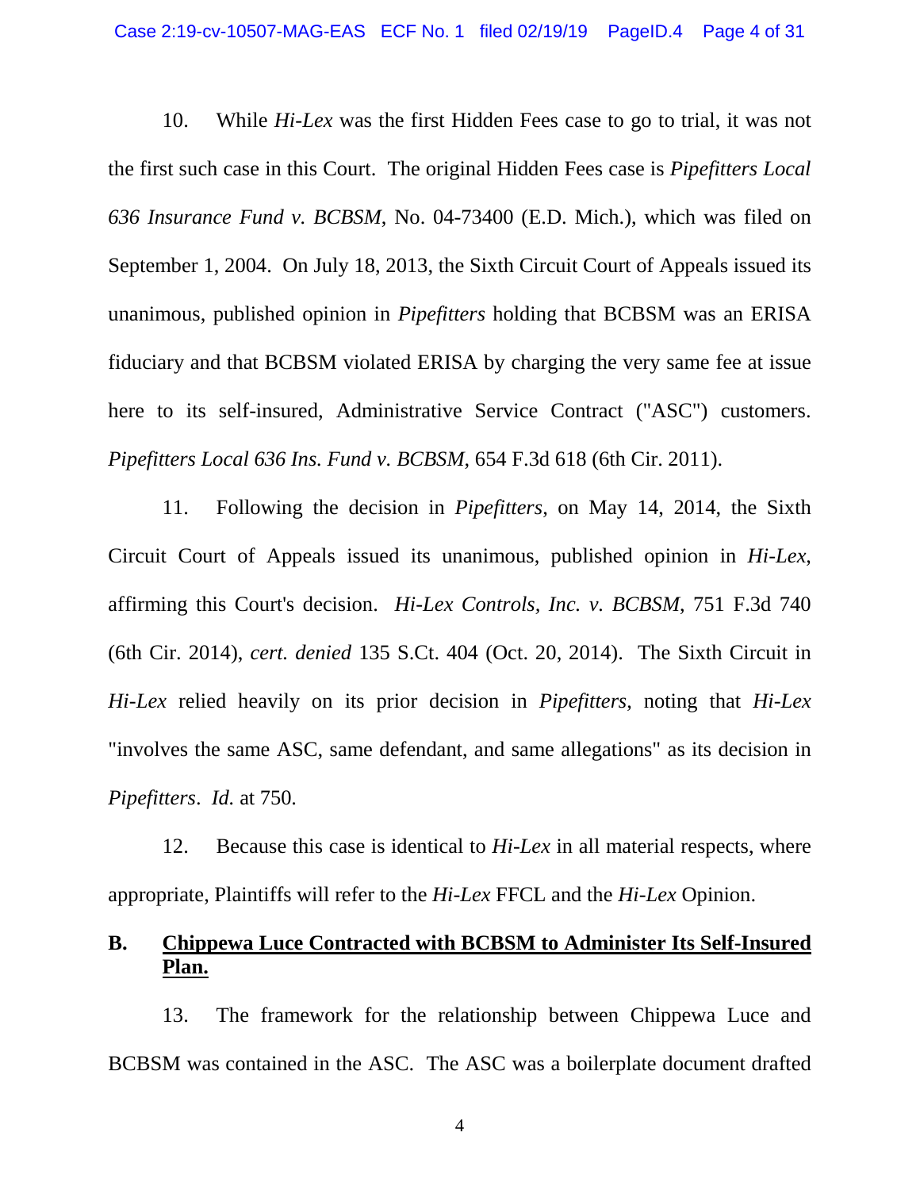10. While *Hi-Lex* was the first Hidden Fees case to go to trial, it was not the first such case in this Court. The original Hidden Fees case is *Pipefitters Local 636 Insurance Fund v. BCBSM*, No. 04-73400 (E.D. Mich.), which was filed on September 1, 2004. On July 18, 2013, the Sixth Circuit Court of Appeals issued its unanimous, published opinion in *Pipefitters* holding that BCBSM was an ERISA fiduciary and that BCBSM violated ERISA by charging the very same fee at issue here to its self-insured, Administrative Service Contract ("ASC") customers. *Pipefitters Local 636 Ins. Fund v. BCBSM*, 654 F.3d 618 (6th Cir. 2011).

11. Following the decision in *Pipefitters*, on May 14, 2014, the Sixth Circuit Court of Appeals issued its unanimous, published opinion in *Hi-Lex*, affirming this Court's decision. *Hi-Lex Controls, Inc. v. BCBSM*, 751 F.3d 740 (6th Cir. 2014), *cert. denied* 135 S.Ct. 404 (Oct. 20, 2014). The Sixth Circuit in *Hi-Lex* relied heavily on its prior decision in *Pipefitters*, noting that *Hi-Lex* "involves the same ASC, same defendant, and same allegations" as its decision in *Pipefitters*. *Id.* at 750.

12. Because this case is identical to *Hi-Lex* in all material respects, where appropriate, Plaintiffs will refer to the *Hi-Lex* FFCL and the *Hi-Lex* Opinion.

## B. <u>Chippewa Luce Contracted with BCBSM to Administer Its Self-Insured Plan.</u>

13. The framework for the relationship between Chippewa Luce and BCBSM was contained in the ASC. The ASC was a boilerplate document drafted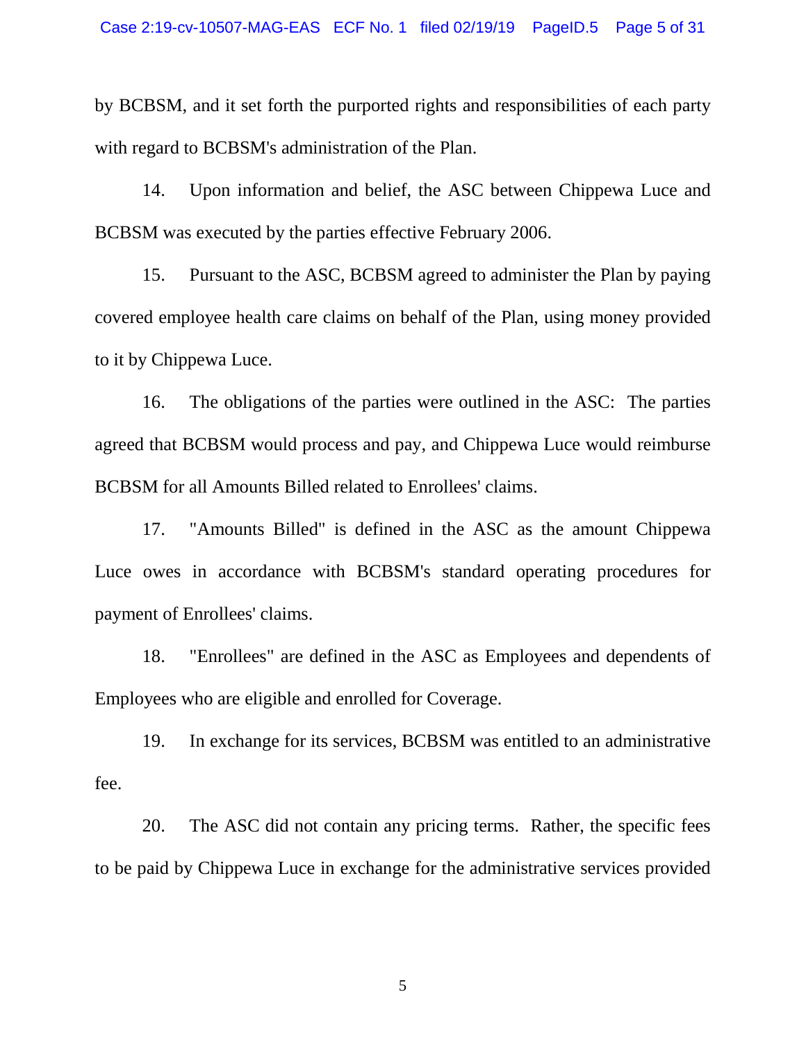by BCBSM, and it set forth the purported rights and responsibilities of each party with regard to BCBSM's administration of the Plan.

14. Upon information and belief, the ASC between Chippewa Luce and BCBSM was executed by the parties effective February 2006.

15. Pursuant to the ASC, BCBSM agreed to administer the Plan by paying covered employee health care claims on behalf of the Plan, using money provided to it by Chippewa Luce.

16. The obligations of the parties were outlined in the ASC: The parties agreed that BCBSM would process and pay, and Chippewa Luce would reimburse BCBSM for all Amounts Billed related to Enrollees' claims.

17. "Amounts Billed" is defined in the ASC as the amount Chippewa Luce owes in accordance with BCBSM's standard operating procedures for payment of Enrollees' claims.

18. "Enrollees" are defined in the ASC as Employees and dependents of Employees who are eligible and enrolled for Coverage.

19. In exchange for its services, BCBSM was entitled to an administrative fee.

20. The ASC did not contain any pricing terms. Rather, the specific fees to be paid by Chippewa Luce in exchange for the administrative services provided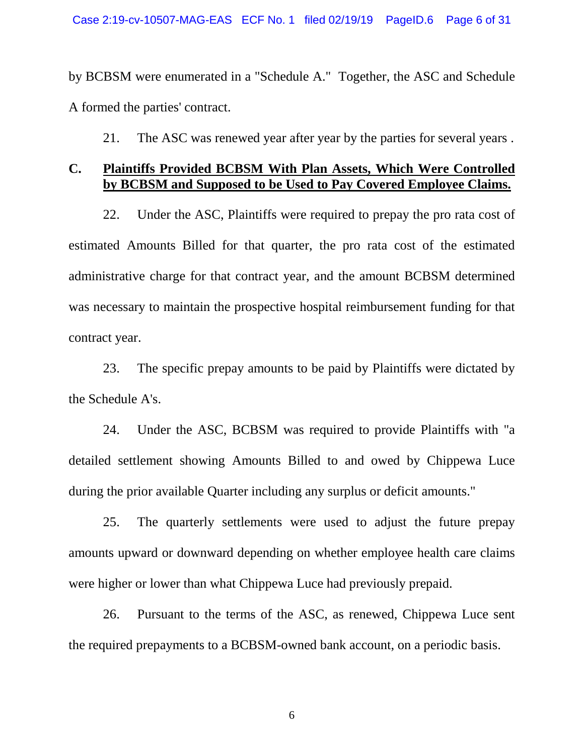by BCBSM were enumerated in a "Schedule A." Together, the ASC and Schedule A formed the parties' contract.

21. The ASC was renewed year after year by the parties for several years .

## C. <u>Plaintiffs Provided BCBSM With Plan Assets, Which Were Controlled by BCBSM and Supposed to be Used to Pay Covered Employee Claims.</u>

22. Under the ASC, Plaintiffs were required to prepay the pro rata cost of estimated Amounts Billed for that quarter, the pro rata cost of the estimated administrative charge for that contract year, and the amount BCBSM determined was necessary to maintain the prospective hospital reimbursement funding for that contract year.

23. The specific prepay amounts to be paid by Plaintiffs were dictated by the Schedule A's.

24. Under the ASC, BCBSM was required to provide Plaintiffs with "a detailed settlement showing Amounts Billed to and owed by Chippewa Luce during the prior available Quarter including any surplus or deficit amounts."

25. The quarterly settlements were used to adjust the future prepay amounts upward or downward depending on whether employee health care claims were higher or lower than what Chippewa Luce had previously prepaid.

26. Pursuant to the terms of the ASC, as renewed, Chippewa Luce sent the required prepayments to a BCBSM-owned bank account, on a periodic basis.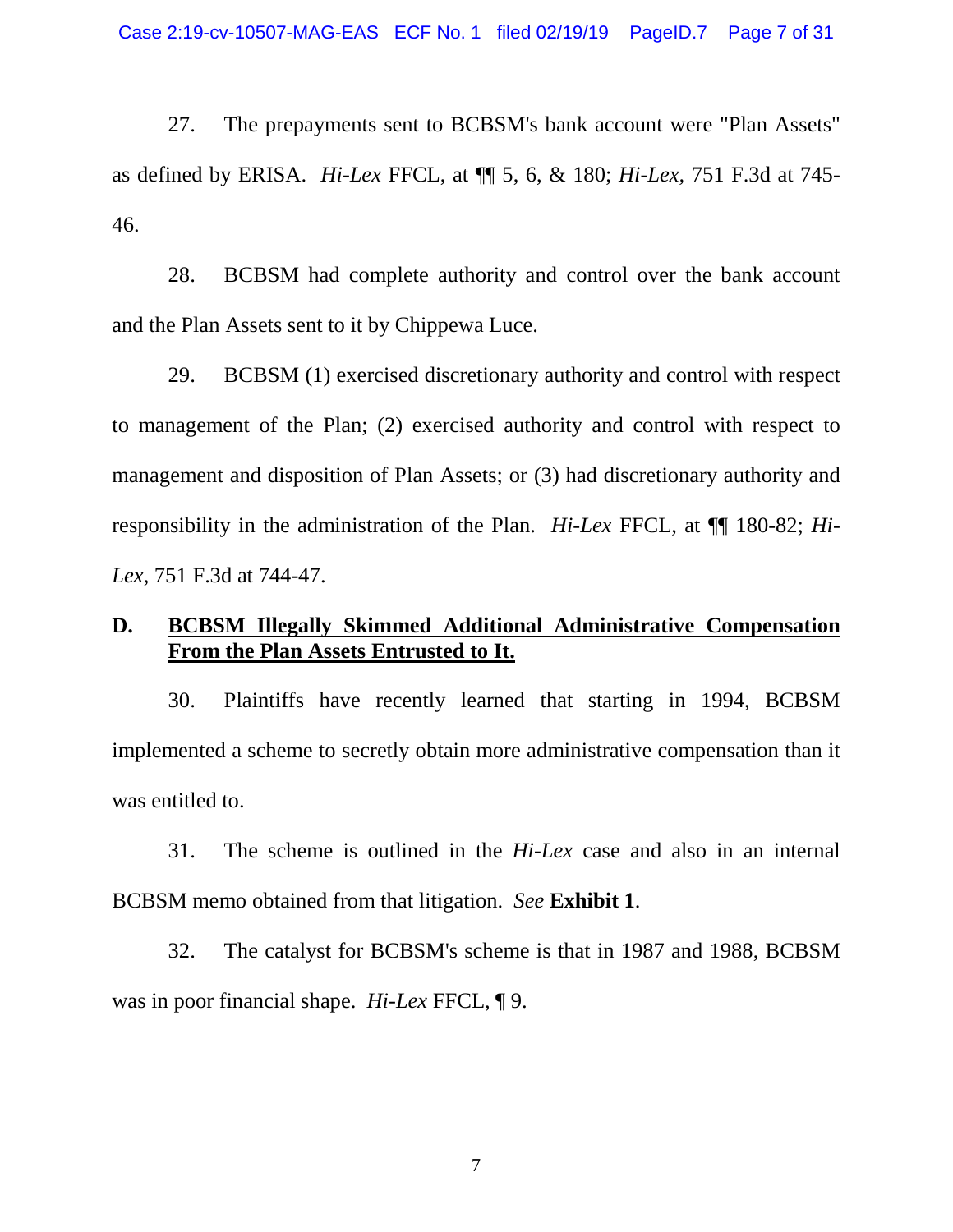27. The prepayments sent to BCBSM's bank account were "Plan Assets" as defined by ERISA. *Hi-Lex* FFCL, at ¶¶ 5, 6, & 180; *Hi-Lex*, 751 F.3d at 745-46.

28. BCBSM had complete authority and control over the bank account and the Plan Assets sent to it by Chippewa Luce.

29. BCBSM (1) exercised discretionary authority and control with respect to management of the Plan; (2) exercised authority and control with respect to management and disposition of Plan Assets; or (3) had discretionary authority and responsibility in the administration of the Plan. *Hi-Lex* FFCL, at ¶¶ 180-82; *Hi-Lex*, 751 F.3d at 744-47.

## D. <u>BCBSM Illegally Skimmed Additional Administrative Compensation From the Plan Assets Entrusted to It.</u>

30. Plaintiffs have recently learned that starting in 1994, BCBSM implemented a scheme to secretly obtain more administrative compensation than it was entitled to.

31. The scheme is outlined in the *Hi-Lex* case and also in an internal BCBSM memo obtained from that litigation. *See* **Exhibit 1**.

32. The catalyst for BCBSM's scheme is that in 1987 and 1988, BCBSM was in poor financial shape. *Hi-Lex* FFCL, ¶ 9.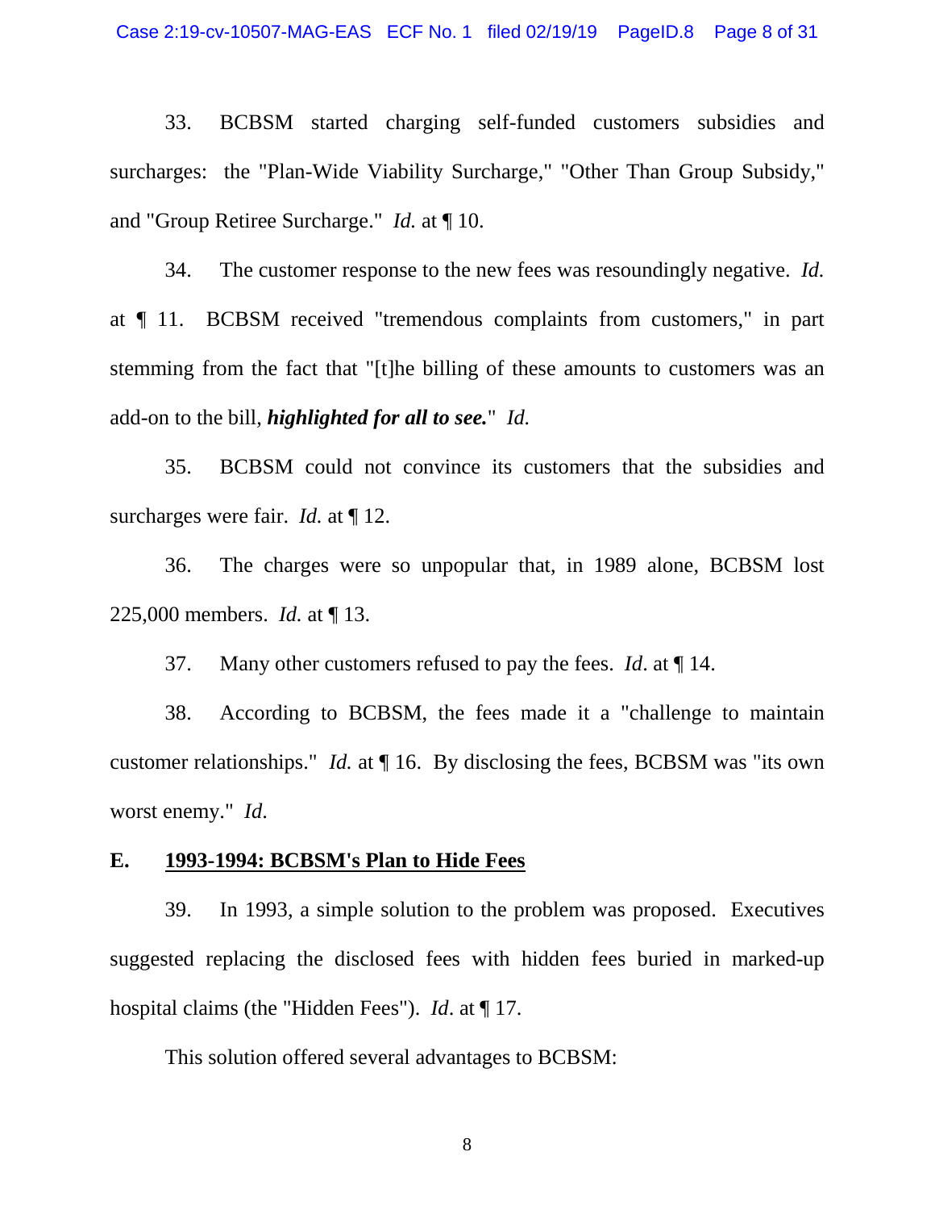33. BCBSM started charging self-funded customers subsidies and surcharges: the "Plan-Wide Viability Surcharge," "Other Than Group Subsidy," and "Group Retiree Surcharge." *Id.* at ¶ 10.

34. The customer response to the new fees was resoundingly negative. *Id.* at ¶ 11. BCBSM received "tremendous complaints from customers," in part stemming from the fact that "[t]he billing of these amounts to customers was an add-on to the bill, ***highlighted for all to see.***" *Id.*

35. BCBSM could not convince its customers that the subsidies and surcharges were fair. *Id.* at ¶ 12.

36. The charges were so unpopular that, in 1989 alone, BCBSM lost 225,000 members. *Id.* at ¶ 13.

37. Many other customers refused to pay the fees. *Id*. at ¶ 14.

38. According to BCBSM, the fees made it a "challenge to maintain customer relationships." *Id.* at ¶ 16. By disclosing the fees, BCBSM was "its own worst enemy." *Id.*

## E. 1993-1994: BCBSM's Plan to Hide Fees

39. In 1993, a simple solution to the problem was proposed. Executives suggested replacing the disclosed fees with hidden fees buried in marked-up hospital claims (the "Hidden Fees"). *Id*. at ¶ 17.

This solution offered several advantages to BCBSM: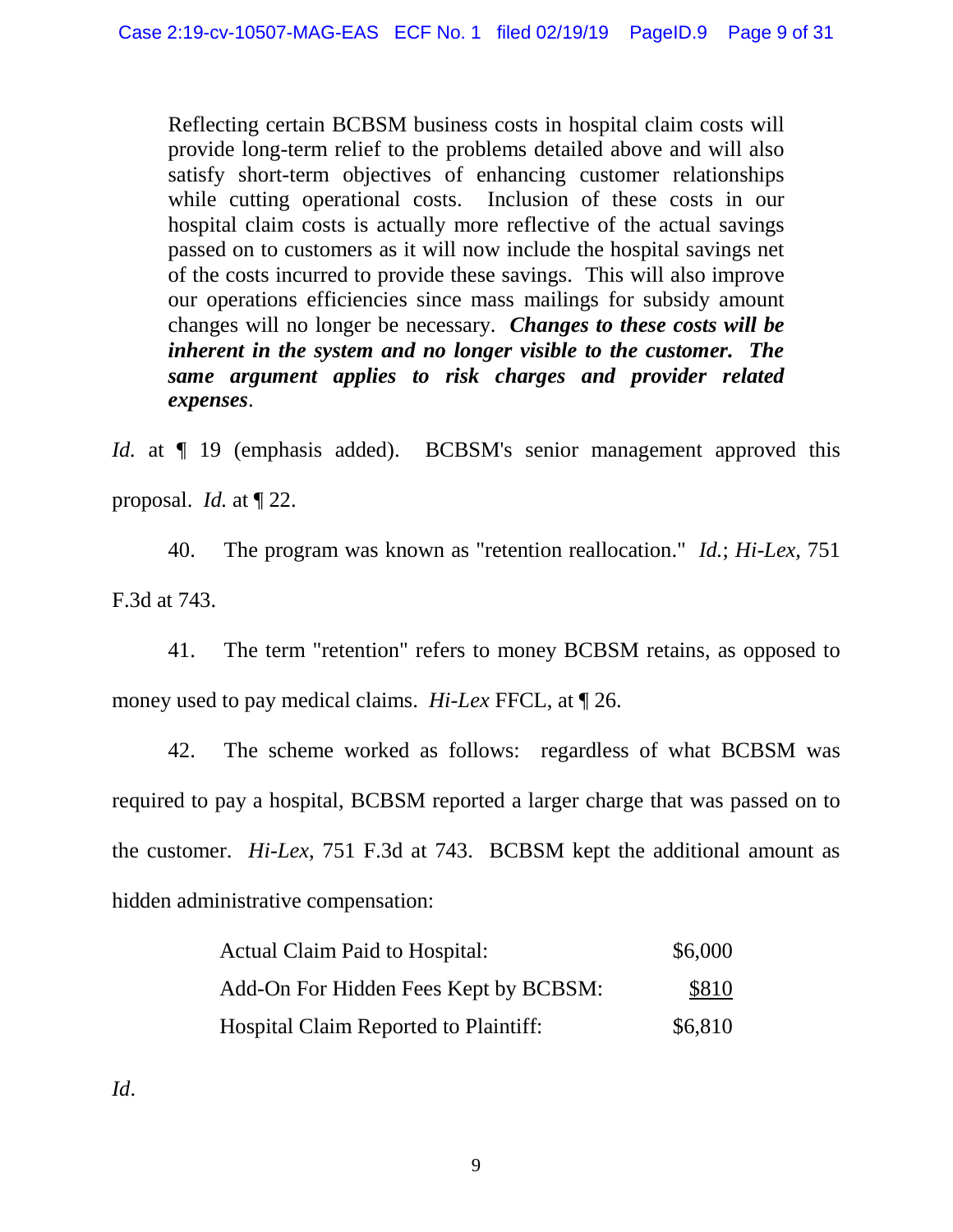> Reflecting certain BCBSM business costs in hospital claim costs will provide long-term relief to the problems detailed above and will also satisfy short-term objectives of enhancing customer relationships while cutting operational costs. Inclusion of these costs in our hospital claim costs is actually more reflective of the actual savings passed on to customers as it will now include the hospital savings net of the costs incurred to provide these savings. This will also improve our operations efficiencies since mass mailings for subsidy amount changes will no longer be necessary. ***Changes to these costs will be inherent in the system and no longer visible to the customer. The same argument applies to risk charges and provider related expenses***.

*Id.* at ¶ 19 (emphasis added). BCBSM's senior management approved this proposal. *Id.* at ¶ 22.

40. The program was known as "retention reallocation." *Id.*; *Hi-Lex*, 751 F.3d at 743.

41. The term "retention" refers to money BCBSM retains, as opposed to money used to pay medical claims. *Hi-Lex* FFCL, at ¶ 26.

42. The scheme worked as follows: regardless of what BCBSM was required to pay a hospital, BCBSM reported a larger charge that was passed on to the customer. *Hi-Lex*, 751 F.3d at 743. BCBSM kept the additional amount as hidden administrative compensation:

| | |
|---|---|
| Actual Claim Paid to Hospital: | $6,000 |
| Add-On For Hidden Fees Kept by BCBSM: | <u>$810</u> |
| Hospital Claim Reported to Plaintiff: | $6,810 |

*Id*.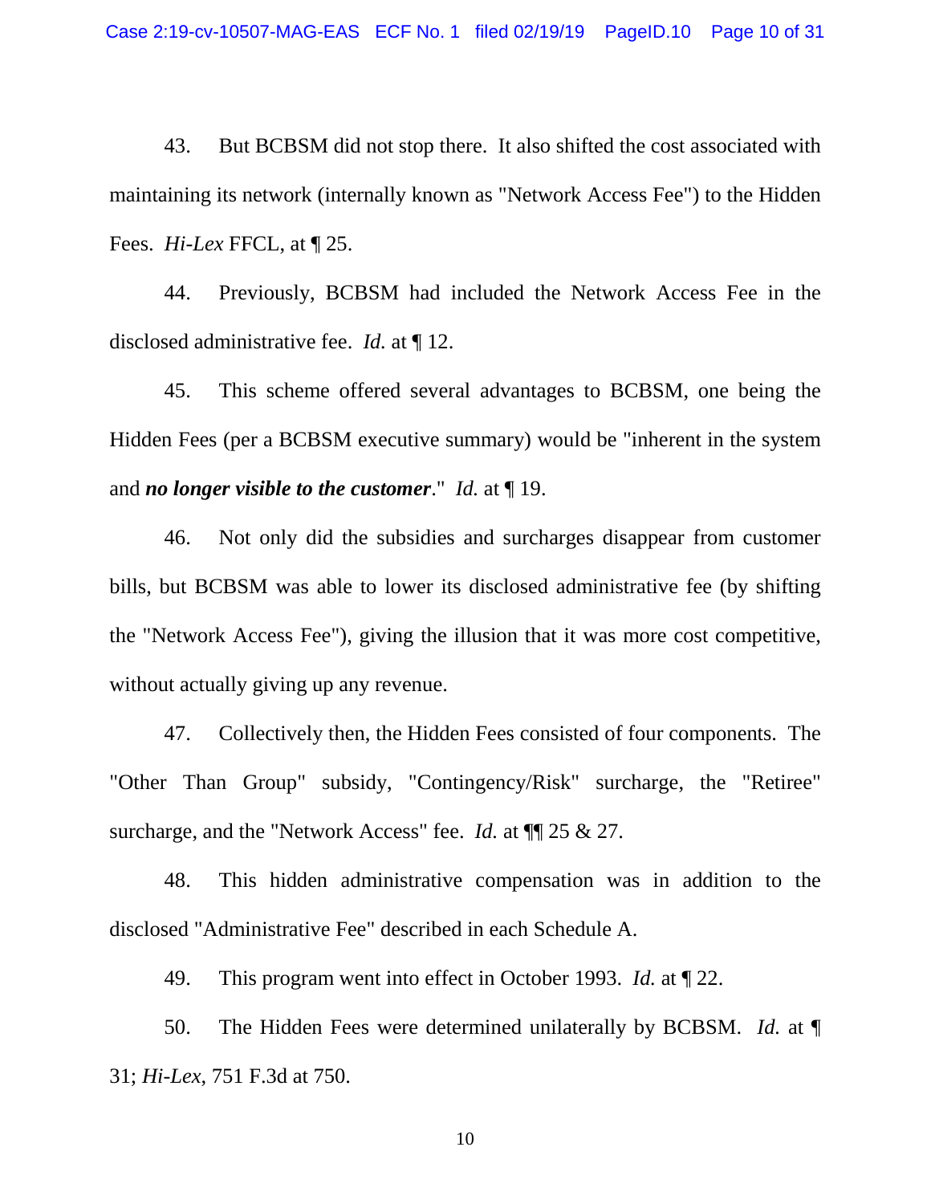43. But BCBSM did not stop there. It also shifted the cost associated with maintaining its network (internally known as "Network Access Fee") to the Hidden Fees. *Hi-Lex* FFCL, at ¶ 25.

44. Previously, BCBSM had included the Network Access Fee in the disclosed administrative fee. *Id.* at ¶ 12.

45. This scheme offered several advantages to BCBSM, one being the Hidden Fees (per a BCBSM executive summary) would be "inherent in the system and ***no longer visible to the customer***." *Id.* at ¶ 19.

46. Not only did the subsidies and surcharges disappear from customer bills, but BCBSM was able to lower its disclosed administrative fee (by shifting the "Network Access Fee"), giving the illusion that it was more cost competitive, without actually giving up any revenue.

47. Collectively then, the Hidden Fees consisted of four components. The "Other Than Group" subsidy, "Contingency/Risk" surcharge, the "Retiree" surcharge, and the "Network Access" fee. *Id.* at ¶¶ 25 & 27.

48. This hidden administrative compensation was in addition to the disclosed "Administrative Fee" described in each Schedule A.

49. This program went into effect in October 1993. *Id.* at ¶ 22.

50. The Hidden Fees were determined unilaterally by BCBSM. *Id.* at ¶ 31; *Hi-Lex*, 751 F.3d at 750.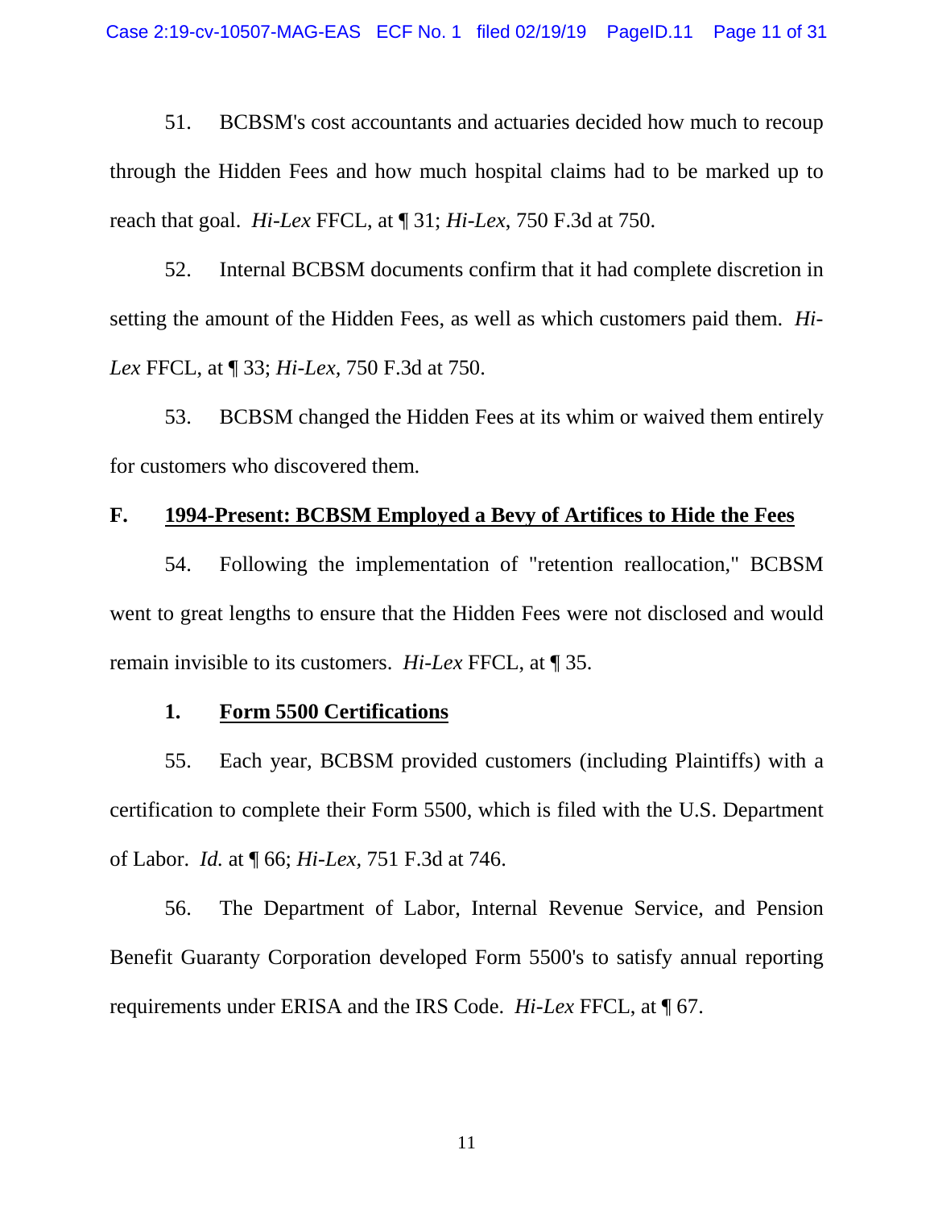51. BCBSM's cost accountants and actuaries decided how much to recoup through the Hidden Fees and how much hospital claims had to be marked up to reach that goal. *Hi-Lex* FFCL, at ¶ 31; *Hi-Lex*, 750 F.3d at 750.

52. Internal BCBSM documents confirm that it had complete discretion in setting the amount of the Hidden Fees, as well as which customers paid them. *Hi-Lex* FFCL, at ¶ 33; *Hi-Lex*, 750 F.3d at 750.

53. BCBSM changed the Hidden Fees at its whim or waived them entirely for customers who discovered them.

## F. 1994-Present: BCBSM Employed a Bevy of Artifices to Hide the Fees

54. Following the implementation of "retention reallocation," BCBSM went to great lengths to ensure that the Hidden Fees were not disclosed and would remain invisible to its customers. *Hi-Lex* FFCL, at ¶ 35.

### 1. Form 5500 Certifications

55. Each year, BCBSM provided customers (including Plaintiffs) with a certification to complete their Form 5500, which is filed with the U.S. Department of Labor. *Id.* at ¶ 66; *Hi-Lex*, 751 F.3d at 746.

56. The Department of Labor, Internal Revenue Service, and Pension Benefit Guaranty Corporation developed Form 5500's to satisfy annual reporting requirements under ERISA and the IRS Code. *Hi-Lex* FFCL, at ¶ 67.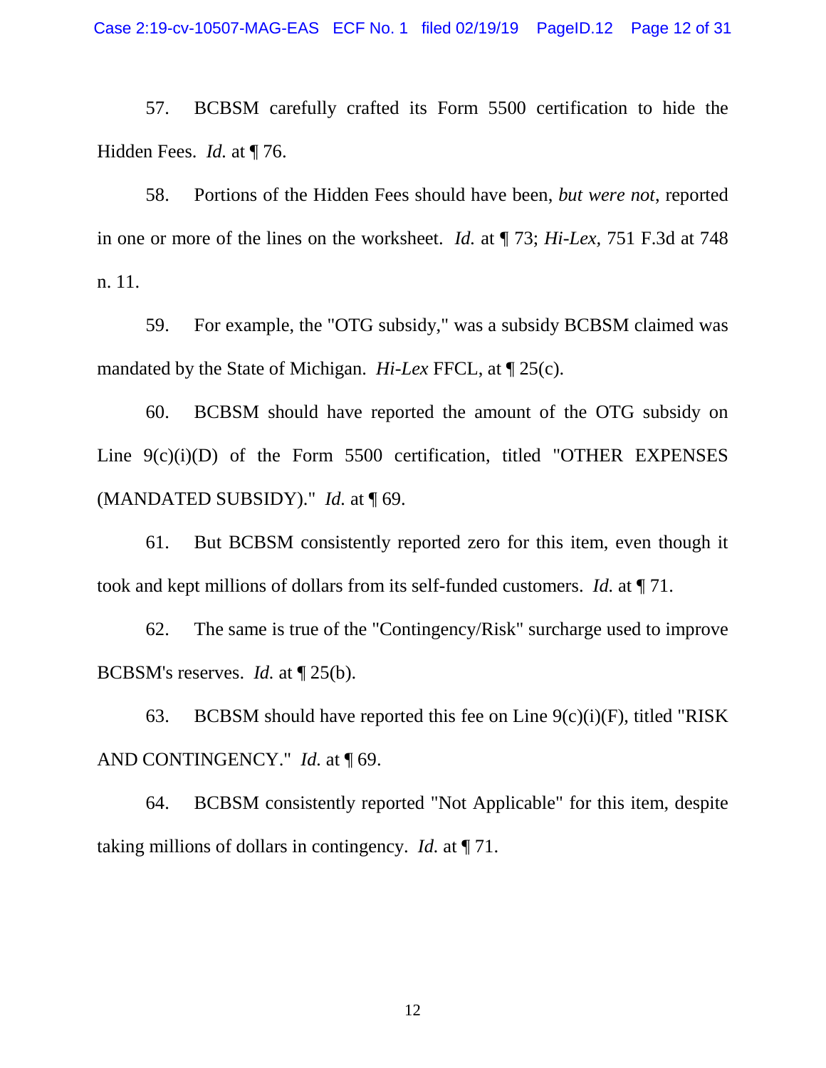57. BCBSM carefully crafted its Form 5500 certification to hide the Hidden Fees. *Id.* at ¶ 76.

58. Portions of the Hidden Fees should have been, *but were not*, reported in one or more of the lines on the worksheet. *Id.* at ¶ 73; *Hi-Lex*, 751 F.3d at 748 n. 11.

59. For example, the "OTG subsidy," was a subsidy BCBSM claimed was mandated by the State of Michigan. *Hi-Lex* FFCL, at ¶ 25(c).

60. BCBSM should have reported the amount of the OTG subsidy on Line 9(c)(i)(D) of the Form 5500 certification, titled "OTHER EXPENSES (MANDATED SUBSIDY)." *Id.* at ¶ 69.

61. But BCBSM consistently reported zero for this item, even though it took and kept millions of dollars from its self-funded customers. *Id.* at ¶ 71.

62. The same is true of the "Contingency/Risk" surcharge used to improve BCBSM's reserves. *Id.* at ¶ 25(b).

63. BCBSM should have reported this fee on Line 9(c)(i)(F), titled "RISK AND CONTINGENCY." *Id.* at ¶ 69.

64. BCBSM consistently reported "Not Applicable" for this item, despite taking millions of dollars in contingency. *Id.* at ¶ 71.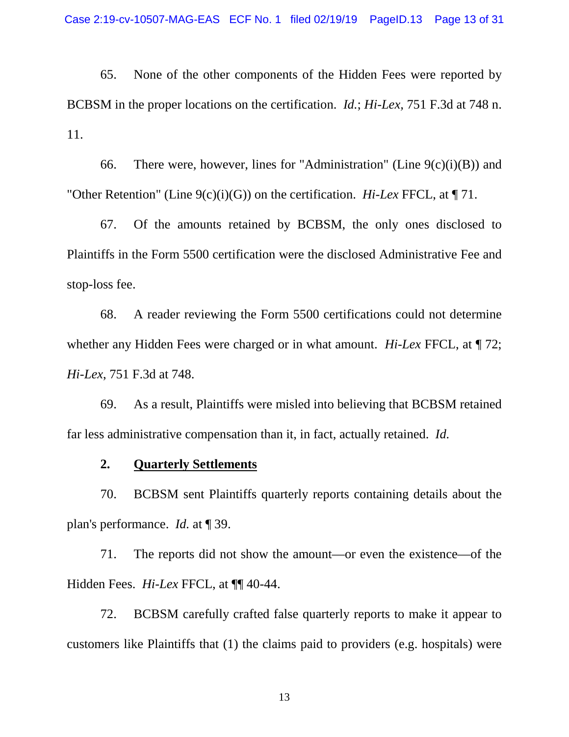65. None of the other components of the Hidden Fees were reported by BCBSM in the proper locations on the certification. *Id.*; *Hi-Lex,* 751 F.3d at 748 n. 11.

66. There were, however, lines for "Administration" (Line 9(c)(i)(B)) and "Other Retention" (Line 9(c)(i)(G)) on the certification. *Hi-Lex* FFCL, at ¶ 71.

67. Of the amounts retained by BCBSM, the only ones disclosed to Plaintiffs in the Form 5500 certification were the disclosed Administrative Fee and stop-loss fee.

68. A reader reviewing the Form 5500 certifications could not determine whether any Hidden Fees were charged or in what amount. *Hi-Lex* FFCL, at ¶ 72; *Hi-Lex*, 751 F.3d at 748.

69. As a result, Plaintiffs were misled into believing that BCBSM retained far less administrative compensation than it, in fact, actually retained. *Id.*

**2. <u>Quarterly Settlements</u>**

70. BCBSM sent Plaintiffs quarterly reports containing details about the plan's performance. *Id.* at ¶ 39.

71. The reports did not show the amount—or even the existence—of the Hidden Fees. *Hi-Lex* FFCL, at ¶¶ 40-44.

72. BCBSM carefully crafted false quarterly reports to make it appear to customers like Plaintiffs that (1) the claims paid to providers (e.g. hospitals) were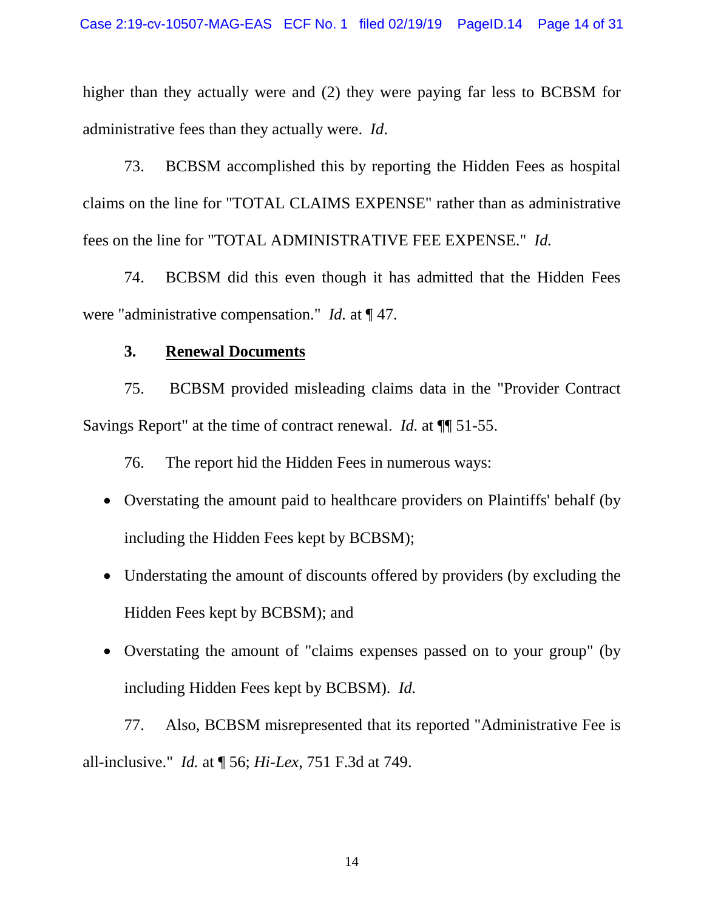higher than they actually were and (2) they were paying far less to BCBSM for administrative fees than they actually were. *Id*.

73. BCBSM accomplished this by reporting the Hidden Fees as hospital claims on the line for "TOTAL CLAIMS EXPENSE" rather than as administrative fees on the line for "TOTAL ADMINISTRATIVE FEE EXPENSE." *Id.*

74. BCBSM did this even though it has admitted that the Hidden Fees were "administrative compensation." *Id.* at ¶ 47.

### 3. **Renewal Documents**

75. BCBSM provided misleading claims data in the "Provider Contract Savings Report" at the time of contract renewal. *Id.* at ¶¶ 51-55.

76. The report hid the Hidden Fees in numerous ways:

- Overstating the amount paid to healthcare providers on Plaintiffs' behalf (by including the Hidden Fees kept by BCBSM);
- Understating the amount of discounts offered by providers (by excluding the Hidden Fees kept by BCBSM); and
- Overstating the amount of "claims expenses passed on to your group" (by including Hidden Fees kept by BCBSM). *Id.*

77. Also, BCBSM misrepresented that its reported "Administrative Fee is all-inclusive." *Id.* at ¶ 56; *Hi-Lex*, 751 F.3d at 749.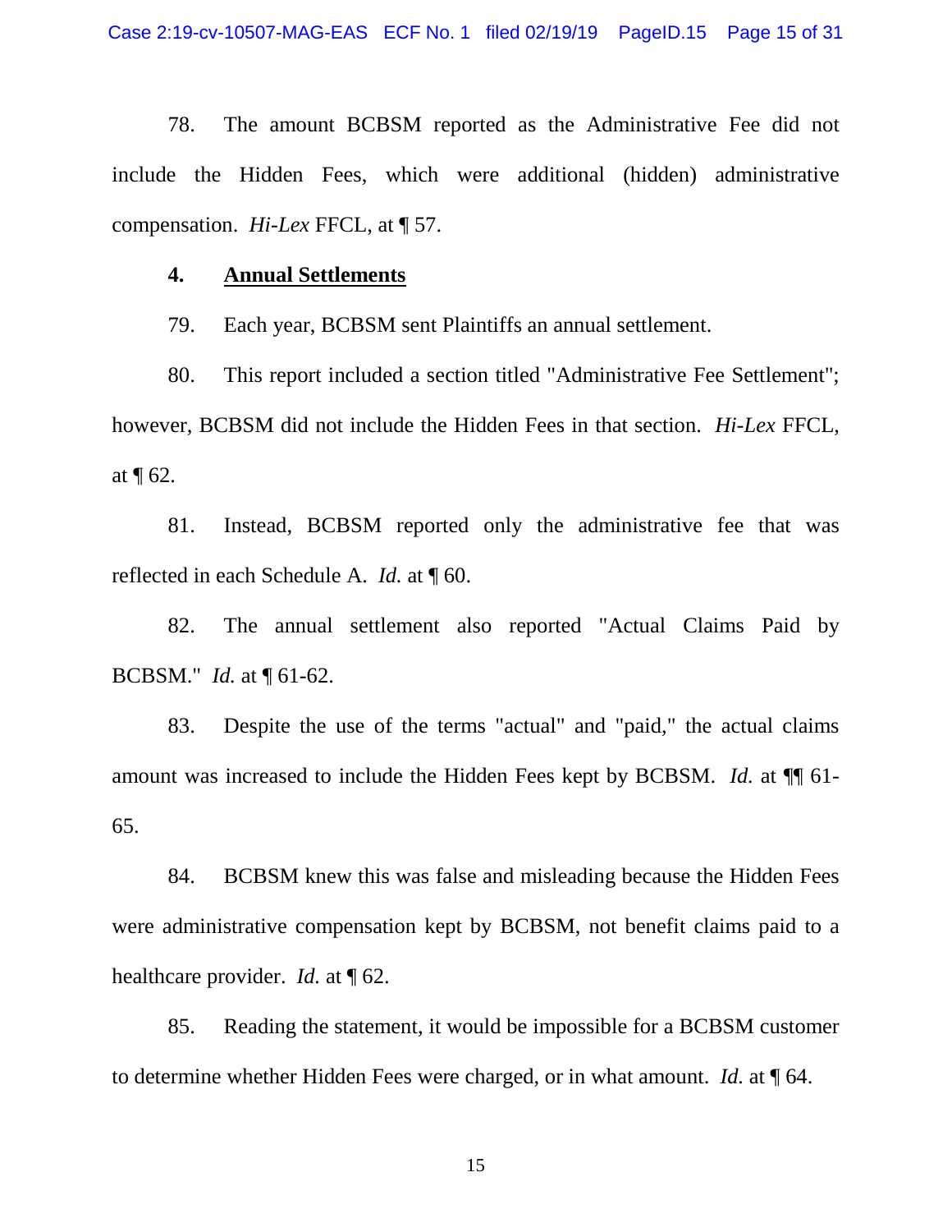78. The amount BCBSM reported as the Administrative Fee did not include the Hidden Fees, which were additional (hidden) administrative compensation. *Hi-Lex* FFCL, at ¶ 57.

#### 4. **Annual Settlements**

79. Each year, BCBSM sent Plaintiffs an annual settlement.

80. This report included a section titled "Administrative Fee Settlement"; however, BCBSM did not include the Hidden Fees in that section. *Hi-Lex* FFCL, at ¶ 62.

81. Instead, BCBSM reported only the administrative fee that was reflected in each Schedule A. *Id.* at ¶ 60.

82. The annual settlement also reported "Actual Claims Paid by BCBSM." *Id.* at ¶ 61-62.

83. Despite the use of the terms "actual" and "paid," the actual claims amount was increased to include the Hidden Fees kept by BCBSM. *Id.* at ¶¶ 61-65.

84. BCBSM knew this was false and misleading because the Hidden Fees were administrative compensation kept by BCBSM, not benefit claims paid to a healthcare provider. *Id.* at ¶ 62.

85. Reading the statement, it would be impossible for a BCBSM customer to determine whether Hidden Fees were charged, or in what amount. *Id.* at ¶ 64.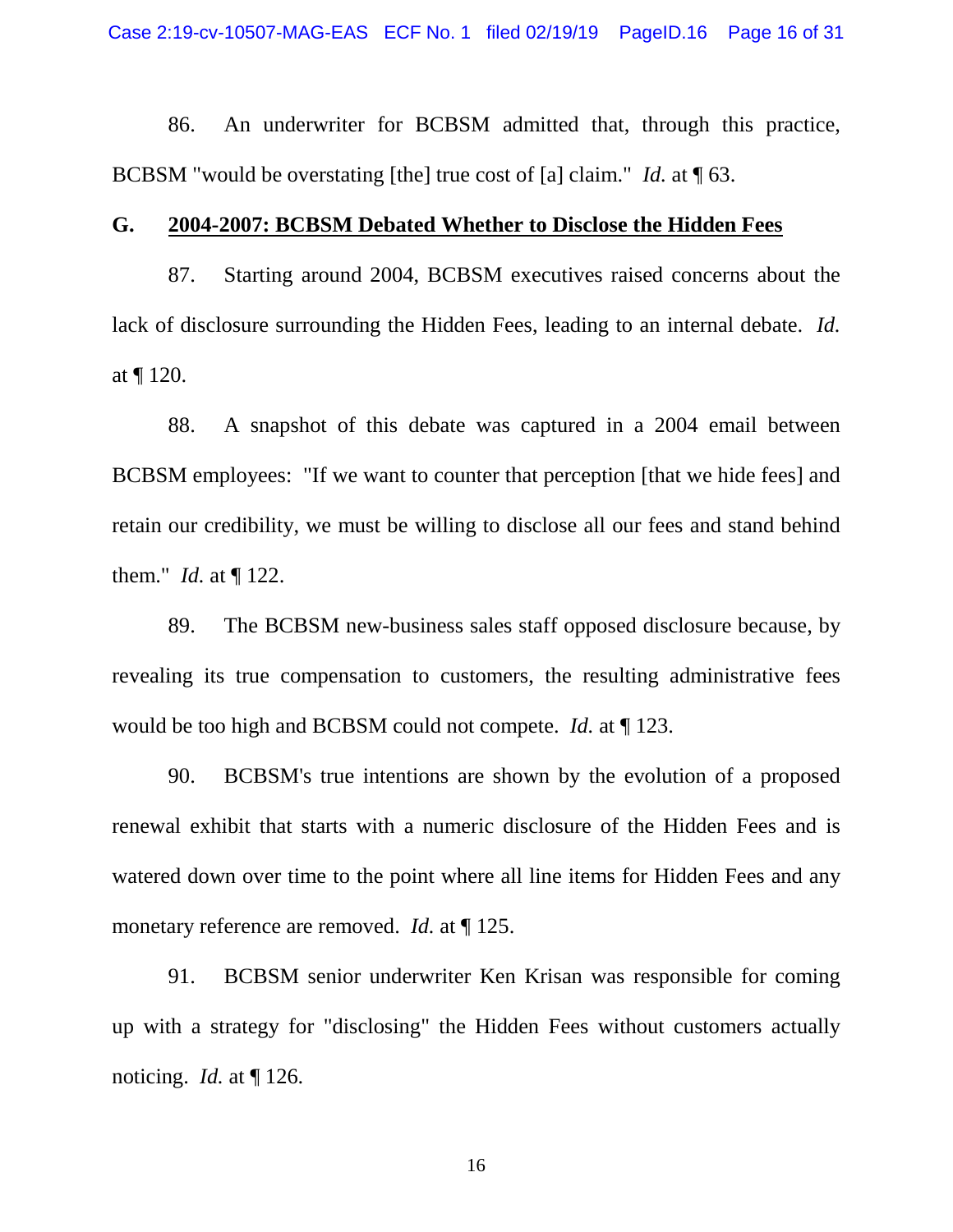86. An underwriter for BCBSM admitted that, through this practice, BCBSM "would be overstating [the] true cost of [a] claim." *Id.* at ¶ 63.

## G. 2004-2007: BCBSM Debated Whether to Disclose the Hidden Fees

87. Starting around 2004, BCBSM executives raised concerns about the lack of disclosure surrounding the Hidden Fees, leading to an internal debate. *Id.* at ¶ 120.

88. A snapshot of this debate was captured in a 2004 email between BCBSM employees: "If we want to counter that perception [that we hide fees] and retain our credibility, we must be willing to disclose all our fees and stand behind them." *Id.* at ¶ 122.

89. The BCBSM new-business sales staff opposed disclosure because, by revealing its true compensation to customers, the resulting administrative fees would be too high and BCBSM could not compete. *Id.* at ¶ 123.

90. BCBSM's true intentions are shown by the evolution of a proposed renewal exhibit that starts with a numeric disclosure of the Hidden Fees and is watered down over time to the point where all line items for Hidden Fees and any monetary reference are removed. *Id.* at ¶ 125.

91. BCBSM senior underwriter Ken Krisan was responsible for coming up with a strategy for "disclosing" the Hidden Fees without customers actually noticing. *Id.* at ¶ 126.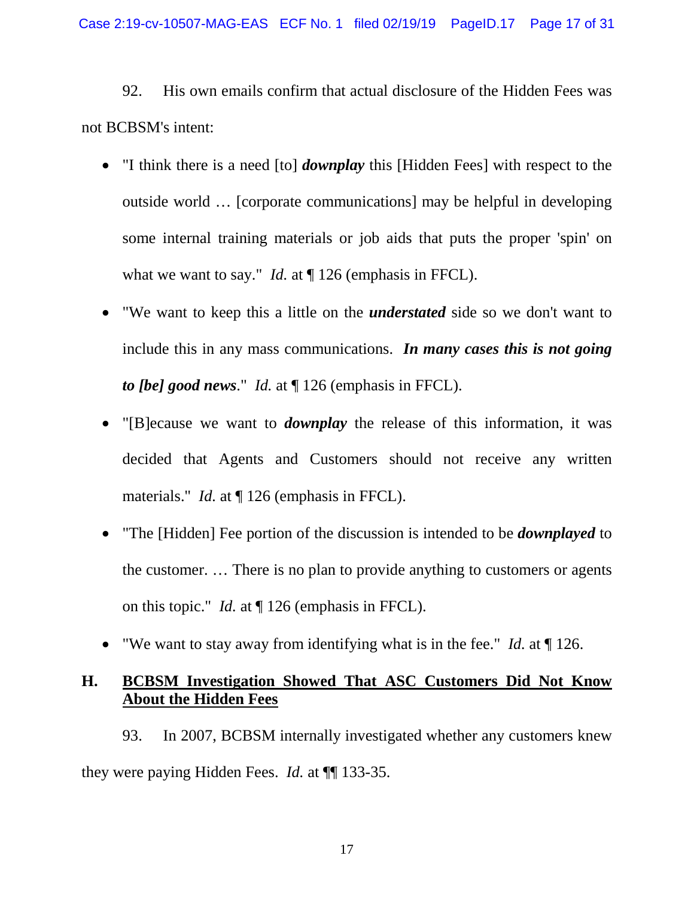92. His own emails confirm that actual disclosure of the Hidden Fees was not BCBSM's intent:

- "I think there is a need [to] ***downplay*** this [Hidden Fees] with respect to the outside world … [corporate communications] may be helpful in developing some internal training materials or job aids that puts the proper 'spin' on what we want to say." *Id.* at ¶ 126 (emphasis in FFCL).
- "We want to keep this a little on the ***understated*** side so we don't want to include this in any mass communications. ***In many cases this is not going to [be] good news***." *Id.* at ¶ 126 (emphasis in FFCL).
- "[B]ecause we want to ***downplay*** the release of this information, it was decided that Agents and Customers should not receive any written materials." *Id.* at ¶ 126 (emphasis in FFCL).
- "The [Hidden] Fee portion of the discussion is intended to be ***downplayed*** to the customer. … There is no plan to provide anything to customers or agents on this topic." *Id.* at ¶ 126 (emphasis in FFCL).
- "We want to stay away from identifying what is in the fee." *Id.* at ¶ 126.

## H. <u>BCBSM Investigation Showed That ASC Customers Did Not Know About the Hidden Fees</u>

93. In 2007, BCBSM internally investigated whether any customers knew they were paying Hidden Fees. *Id.* at ¶¶ 133-35.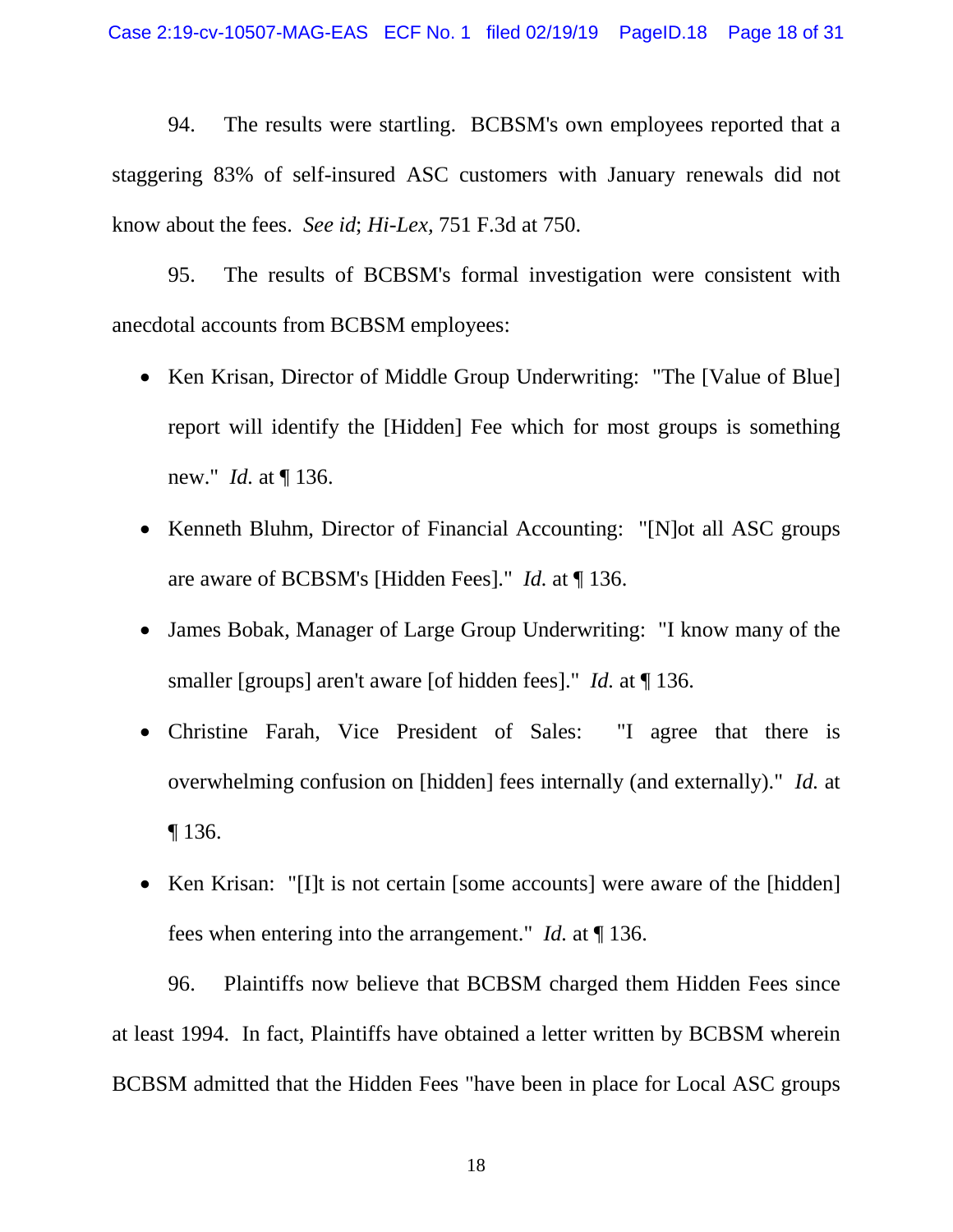94. The results were startling. BCBSM's own employees reported that a staggering 83% of self-insured ASC customers with January renewals did not know about the fees. *See id*; *Hi-Lex*, 751 F.3d at 750.

95. The results of BCBSM's formal investigation were consistent with anecdotal accounts from BCBSM employees:

- Ken Krisan, Director of Middle Group Underwriting: "The [Value of Blue] report will identify the [Hidden] Fee which for most groups is something new." *Id.* at ¶ 136.
- Kenneth Bluhm, Director of Financial Accounting: "[N]ot all ASC groups are aware of BCBSM's [Hidden Fees]." *Id.* at ¶ 136.
- James Bobak, Manager of Large Group Underwriting: "I know many of the smaller [groups] aren't aware [of hidden fees]." *Id.* at ¶ 136.
- Christine Farah, Vice President of Sales: "I agree that there is overwhelming confusion on [hidden] fees internally (and externally)." *Id.* at ¶ 136.
- Ken Krisan: "[I]t is not certain [some accounts] were aware of the [hidden] fees when entering into the arrangement." *Id.* at ¶ 136.

96. Plaintiffs now believe that BCBSM charged them Hidden Fees since at least 1994. In fact, Plaintiffs have obtained a letter written by BCBSM wherein BCBSM admitted that the Hidden Fees "have been in place for Local ASC groups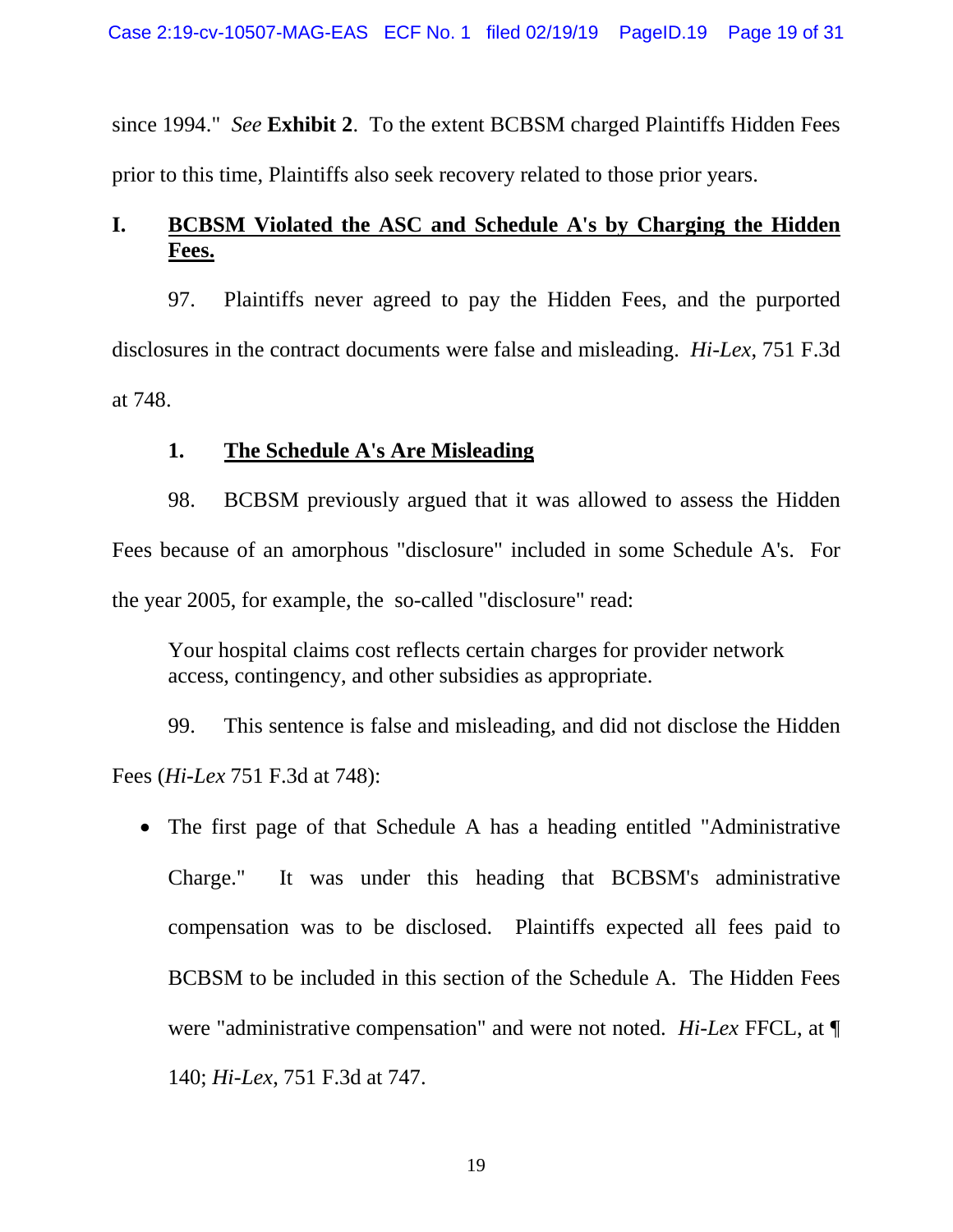since 1994." *See* **Exhibit 2**. To the extent BCBSM charged Plaintiffs Hidden Fees prior to this time, Plaintiffs also seek recovery related to those prior years.

## I. <u>BCBSM Violated the ASC and Schedule A's by Charging the Hidden Fees.</u>

97. Plaintiffs never agreed to pay the Hidden Fees, and the purported disclosures in the contract documents were false and misleading. *Hi-Lex*, 751 F.3d at 748.

### 1. <u>The Schedule A's Are Misleading</u>

98. BCBSM previously argued that it was allowed to assess the Hidden Fees because of an amorphous "disclosure" included in some Schedule A's. For the year 2005, for example, the so-called "disclosure" read:

> Your hospital claims cost reflects certain charges for provider network access, contingency, and other subsidies as appropriate.

99. This sentence is false and misleading, and did not disclose the Hidden Fees (*Hi-Lex* 751 F.3d at 748):

- The first page of that Schedule A has a heading entitled "Administrative Charge." It was under this heading that BCBSM's administrative compensation was to be disclosed. Plaintiffs expected all fees paid to BCBSM to be included in this section of the Schedule A. The Hidden Fees were "administrative compensation" and were not noted. *Hi-Lex* FFCL, at ¶ 140; *Hi-Lex*, 751 F.3d at 747.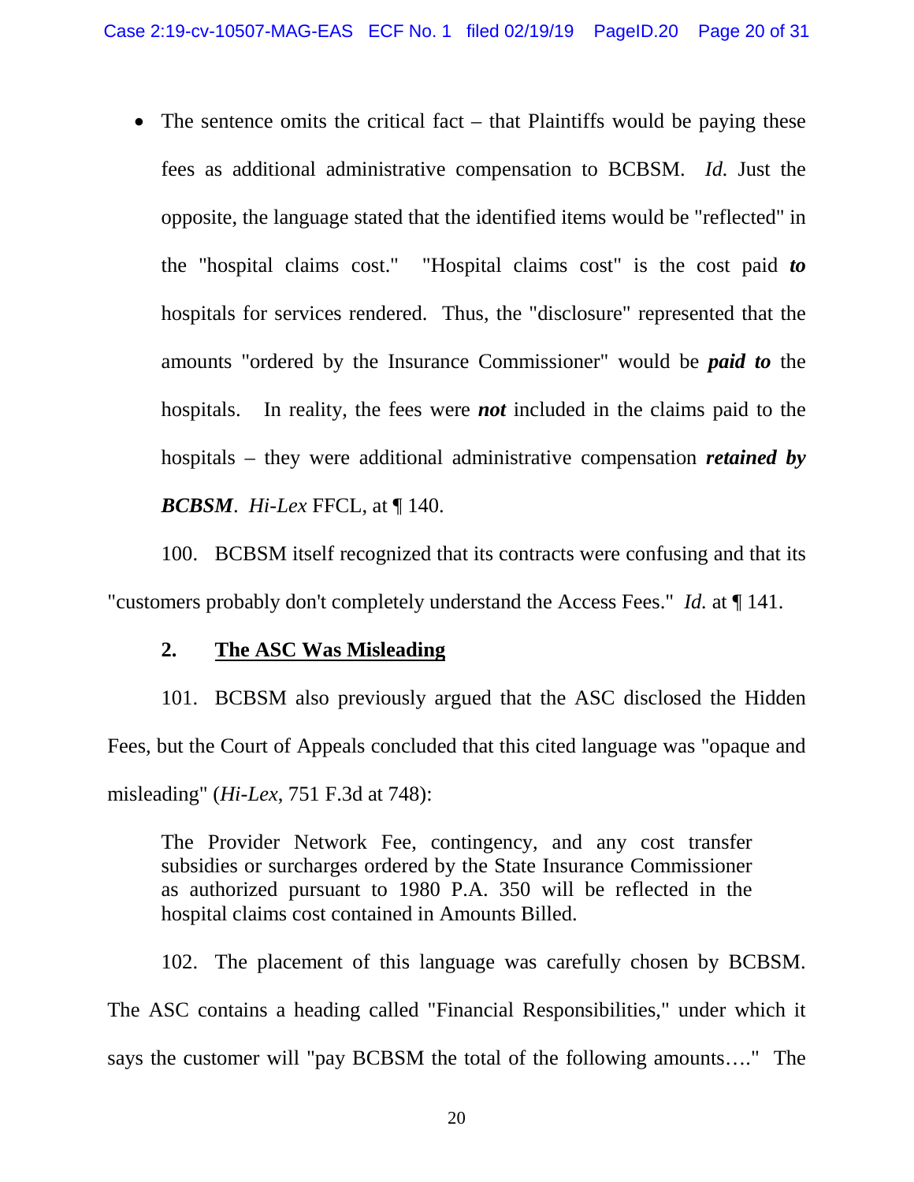- The sentence omits the critical fact – that Plaintiffs would be paying these fees as additional administrative compensation to BCBSM. *Id.* Just the opposite, the language stated that the identified items would be "reflected" in the "hospital claims cost." "Hospital claims cost" is the cost paid ***to*** hospitals for services rendered. Thus, the "disclosure" represented that the amounts "ordered by the Insurance Commissioner" would be ***paid to*** the hospitals. In reality, the fees were ***not*** included in the claims paid to the hospitals – they were additional administrative compensation ***retained by BCBSM***. *Hi-Lex* FFCL, at ¶ 140.

100. BCBSM itself recognized that its contracts were confusing and that its "customers probably don't completely understand the Access Fees." *Id.* at ¶ 141.

### 2. <u>The ASC Was Misleading</u>

101. BCBSM also previously argued that the ASC disclosed the Hidden Fees, but the Court of Appeals concluded that this cited language was "opaque and misleading" (*Hi-Lex*, 751 F.3d at 748):

> The Provider Network Fee, contingency, and any cost transfer subsidies or surcharges ordered by the State Insurance Commissioner as authorized pursuant to 1980 P.A. 350 will be reflected in the hospital claims cost contained in Amounts Billed.

102. The placement of this language was carefully chosen by BCBSM. The ASC contains a heading called "Financial Responsibilities," under which it says the customer will "pay BCBSM the total of the following amounts…." The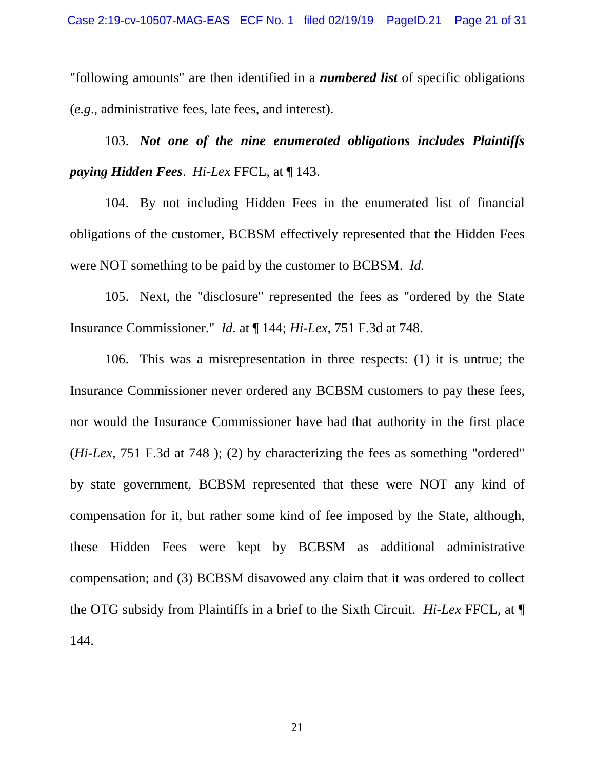"following amounts" are then identified in a ***numbered list*** of specific obligations (*e.g*., administrative fees, late fees, and interest).

103. ***Not one of the nine enumerated obligations includes Plaintiffs paying Hidden Fees***. *Hi-Lex* FFCL, at ¶ 143.

104. By not including Hidden Fees in the enumerated list of financial obligations of the customer, BCBSM effectively represented that the Hidden Fees were NOT something to be paid by the customer to BCBSM. *Id.*

105. Next, the "disclosure" represented the fees as "ordered by the State Insurance Commissioner." *Id.* at ¶ 144; *Hi-Lex*, 751 F.3d at 748.

106. This was a misrepresentation in three respects: (1) it is untrue; the Insurance Commissioner never ordered any BCBSM customers to pay these fees, nor would the Insurance Commissioner have had that authority in the first place (*Hi-Lex*, 751 F.3d at 748 ); (2) by characterizing the fees as something "ordered" by state government, BCBSM represented that these were NOT any kind of compensation for it, but rather some kind of fee imposed by the State, although, these Hidden Fees were kept by BCBSM as additional administrative compensation; and (3) BCBSM disavowed any claim that it was ordered to collect the OTG subsidy from Plaintiffs in a brief to the Sixth Circuit. *Hi-Lex* FFCL, at ¶ 144.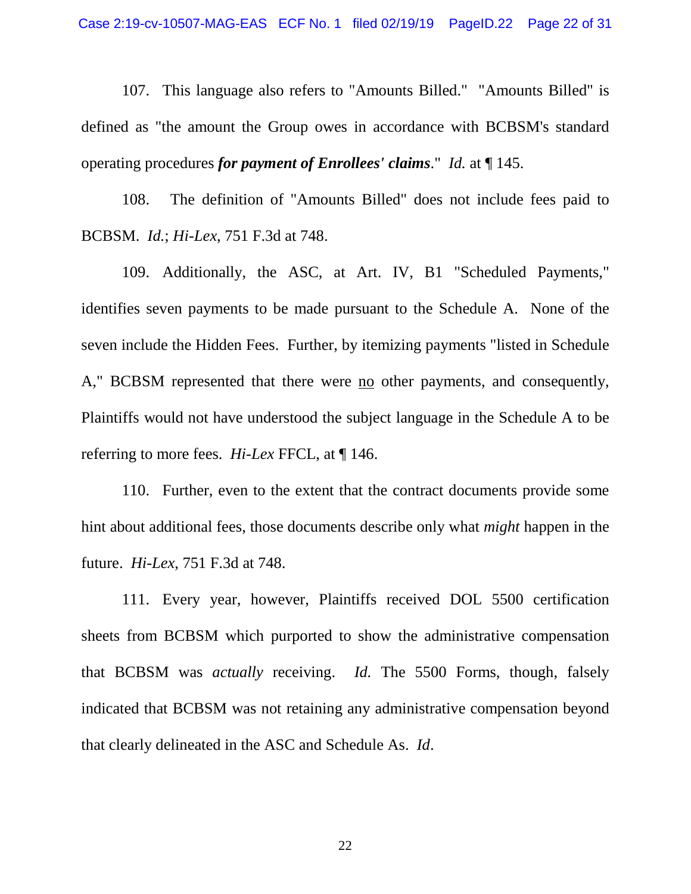107. This language also refers to "Amounts Billed." "Amounts Billed" is defined as "the amount the Group owes in accordance with BCBSM's standard operating procedures ***for payment of Enrollees' claims***." *Id.* at ¶ 145.

108. The definition of "Amounts Billed" does not include fees paid to BCBSM. *Id.*; *Hi-Lex*, 751 F.3d at 748.

109. Additionally, the ASC, at Art. IV, B1 "Scheduled Payments," identifies seven payments to be made pursuant to the Schedule A. None of the seven include the Hidden Fees. Further, by itemizing payments "listed in Schedule A," BCBSM represented that there were <u>no</u> other payments, and consequently, Plaintiffs would not have understood the subject language in the Schedule A to be referring to more fees. *Hi-Lex* FFCL, at ¶ 146.

110. Further, even to the extent that the contract documents provide some hint about additional fees, those documents describe only what *might* happen in the future. *Hi-Lex*, 751 F.3d at 748.

111. Every year, however, Plaintiffs received DOL 5500 certification sheets from BCBSM which purported to show the administrative compensation that BCBSM was *actually* receiving. *Id.* The 5500 Forms, though, falsely indicated that BCBSM was not retaining any administrative compensation beyond that clearly delineated in the ASC and Schedule As. *Id*.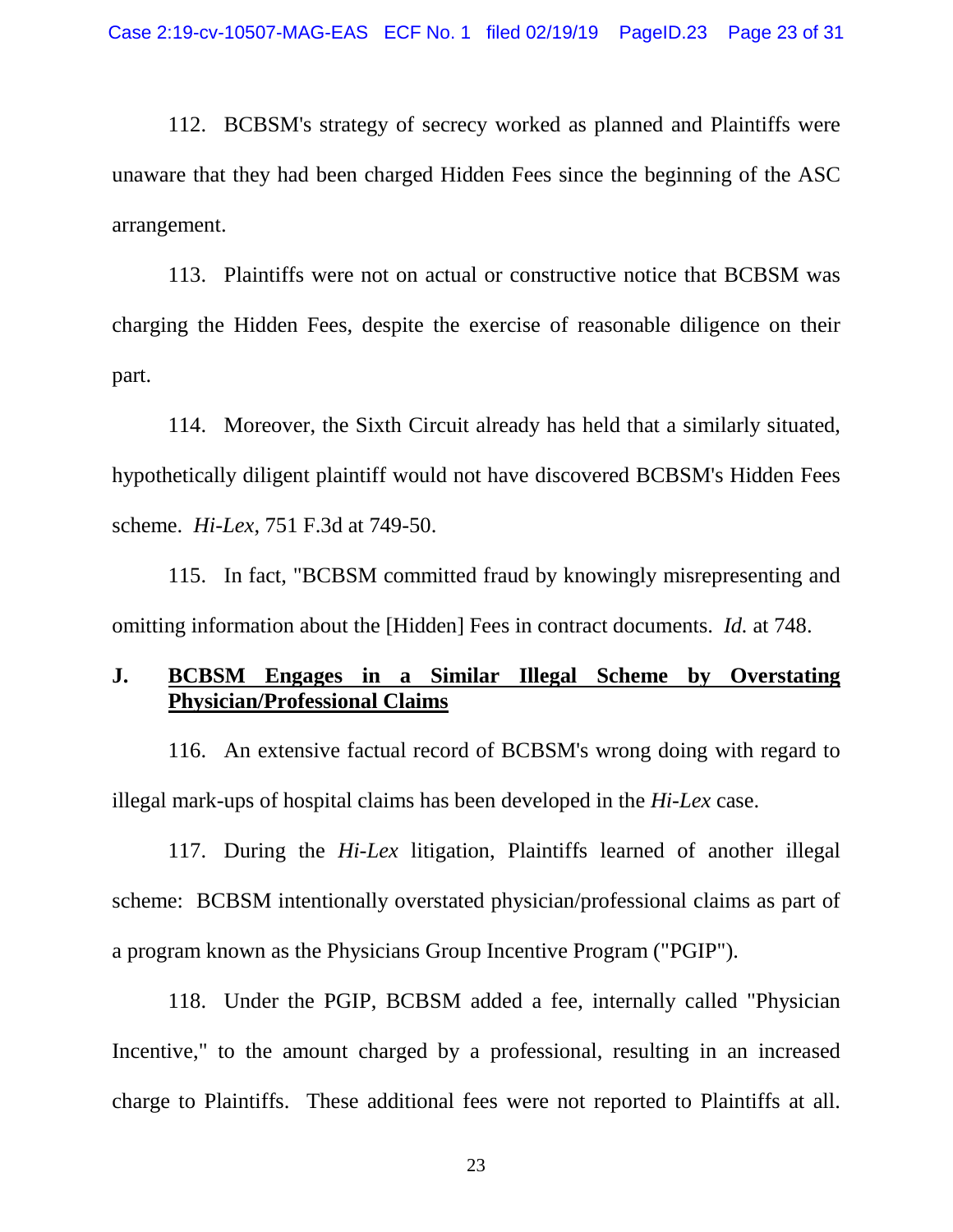112. BCBSM's strategy of secrecy worked as planned and Plaintiffs were unaware that they had been charged Hidden Fees since the beginning of the ASC arrangement.

113. Plaintiffs were not on actual or constructive notice that BCBSM was charging the Hidden Fees, despite the exercise of reasonable diligence on their part.

114. Moreover, the Sixth Circuit already has held that a similarly situated, hypothetically diligent plaintiff would not have discovered BCBSM's Hidden Fees scheme. *Hi-Lex*, 751 F.3d at 749-50.

115. In fact, "BCBSM committed fraud by knowingly misrepresenting and omitting information about the [Hidden] Fees in contract documents. *Id.* at 748.

**J. <u>BCBSM Engages in a Similar Illegal Scheme by Overstating Physician/Professional Claims</u>**

116. An extensive factual record of BCBSM's wrong doing with regard to illegal mark-ups of hospital claims has been developed in the *Hi-Lex* case.

117. During the *Hi-Lex* litigation, Plaintiffs learned of another illegal scheme: BCBSM intentionally overstated physician/professional claims as part of a program known as the Physicians Group Incentive Program ("PGIP").

118. Under the PGIP, BCBSM added a fee, internally called "Physician Incentive," to the amount charged by a professional, resulting in an increased charge to Plaintiffs. These additional fees were not reported to Plaintiffs at all.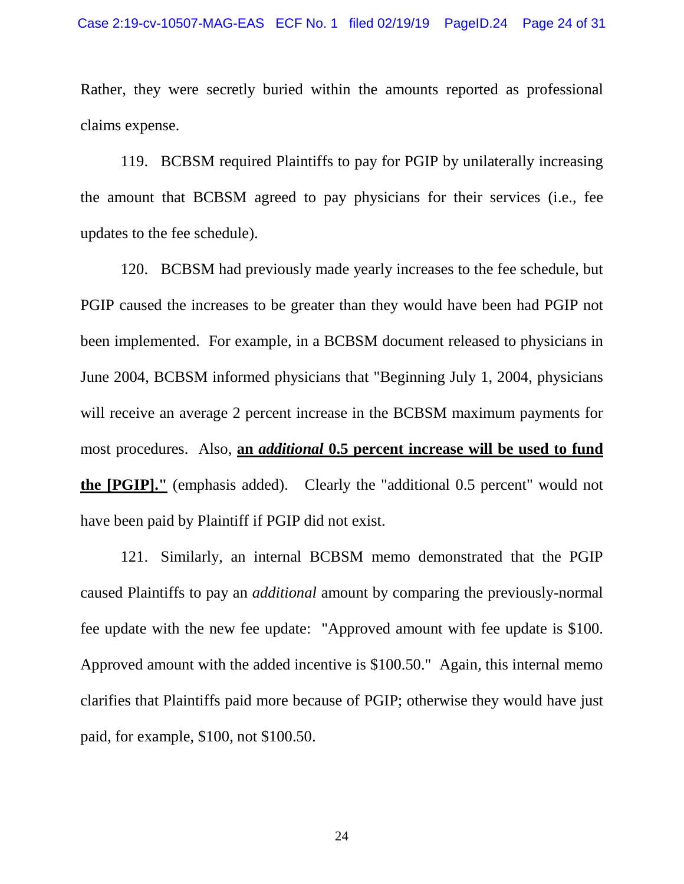Rather, they were secretly buried within the amounts reported as professional claims expense.

119. BCBSM required Plaintiffs to pay for PGIP by unilaterally increasing the amount that BCBSM agreed to pay physicians for their services (i.e., fee updates to the fee schedule).

120. BCBSM had previously made yearly increases to the fee schedule, but PGIP caused the increases to be greater than they would have been had PGIP not been implemented. For example, in a BCBSM document released to physicians in June 2004, BCBSM informed physicians that "Beginning July 1, 2004, physicians will receive an average 2 percent increase in the BCBSM maximum payments for most procedures. Also, **<u>an *additional* 0.5 percent increase will be used to fund the [PGIP]."</u>** (emphasis added). Clearly the "additional 0.5 percent" would not have been paid by Plaintiff if PGIP did not exist.

121. Similarly, an internal BCBSM memo demonstrated that the PGIP caused Plaintiffs to pay an *additional* amount by comparing the previously-normal fee update with the new fee update: "Approved amount with fee update is $100. Approved amount with the added incentive is $100.50." Again, this internal memo clarifies that Plaintiffs paid more because of PGIP; otherwise they would have just paid, for example, $100, not $100.50.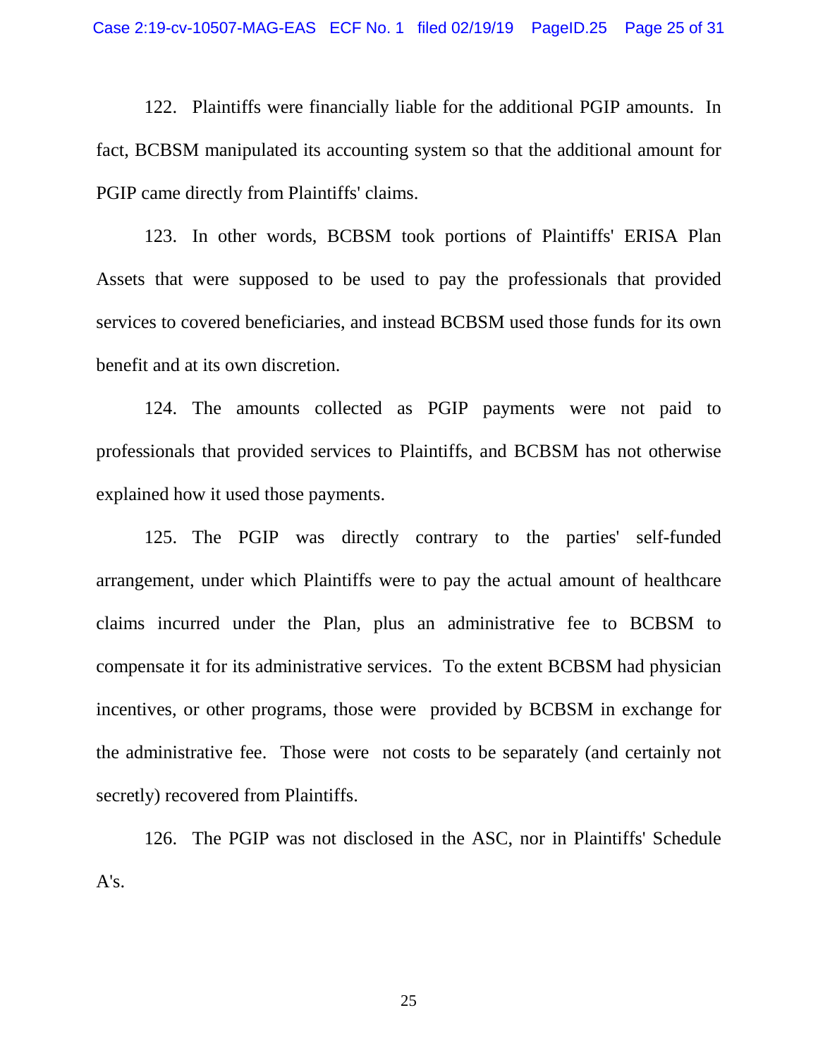122. Plaintiffs were financially liable for the additional PGIP amounts. In fact, BCBSM manipulated its accounting system so that the additional amount for PGIP came directly from Plaintiffs' claims.

123. In other words, BCBSM took portions of Plaintiffs' ERISA Plan Assets that were supposed to be used to pay the professionals that provided services to covered beneficiaries, and instead BCBSM used those funds for its own benefit and at its own discretion.

124. The amounts collected as PGIP payments were not paid to professionals that provided services to Plaintiffs, and BCBSM has not otherwise explained how it used those payments.

125. The PGIP was directly contrary to the parties' self-funded arrangement, under which Plaintiffs were to pay the actual amount of healthcare claims incurred under the Plan, plus an administrative fee to BCBSM to compensate it for its administrative services. To the extent BCBSM had physician incentives, or other programs, those were provided by BCBSM in exchange for the administrative fee. Those were not costs to be separately (and certainly not secretly) recovered from Plaintiffs.

126. The PGIP was not disclosed in the ASC, nor in Plaintiffs' Schedule A's.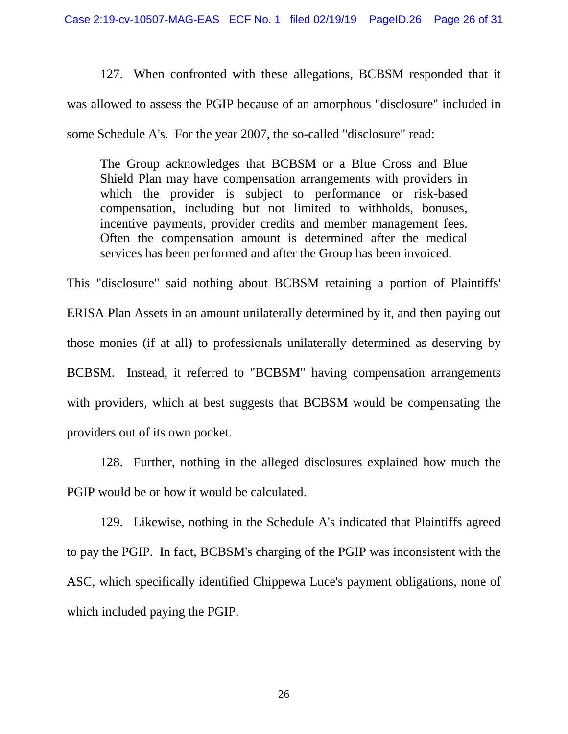127. When confronted with these allegations, BCBSM responded that it was allowed to assess the PGIP because of an amorphous "disclosure" included in some Schedule A's. For the year 2007, the so-called "disclosure" read:

> The Group acknowledges that BCBSM or a Blue Cross and Blue Shield Plan may have compensation arrangements with providers in which the provider is subject to performance or risk-based compensation, including but not limited to withholds, bonuses, incentive payments, provider credits and member management fees. Often the compensation amount is determined after the medical services has been performed and after the Group has been invoiced.

This "disclosure" said nothing about BCBSM retaining a portion of Plaintiffs' ERISA Plan Assets in an amount unilaterally determined by it, and then paying out those monies (if at all) to professionals unilaterally determined as deserving by BCBSM. Instead, it referred to "BCBSM" having compensation arrangements with providers, which at best suggests that BCBSM would be compensating the providers out of its own pocket.

128. Further, nothing in the alleged disclosures explained how much the PGIP would be or how it would be calculated.

129. Likewise, nothing in the Schedule A's indicated that Plaintiffs agreed to pay the PGIP. In fact, BCBSM's charging of the PGIP was inconsistent with the ASC, which specifically identified Chippewa Luce's payment obligations, none of which included paying the PGIP.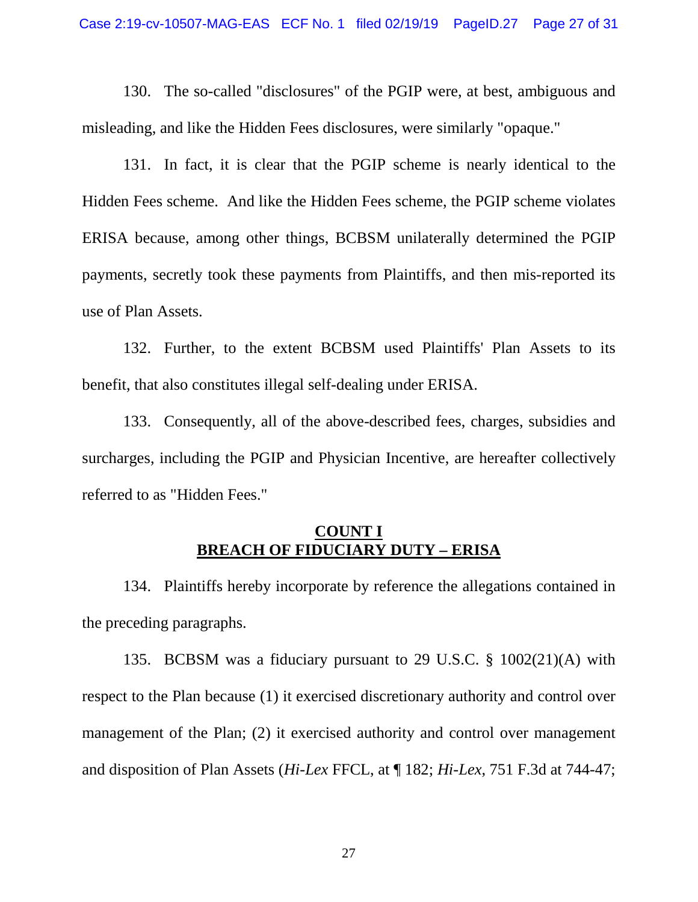130. The so-called "disclosures" of the PGIP were, at best, ambiguous and misleading, and like the Hidden Fees disclosures, were similarly "opaque."

131. In fact, it is clear that the PGIP scheme is nearly identical to the Hidden Fees scheme. And like the Hidden Fees scheme, the PGIP scheme violates ERISA because, among other things, BCBSM unilaterally determined the PGIP payments, secretly took these payments from Plaintiffs, and then mis-reported its use of Plan Assets.

132. Further, to the extent BCBSM used Plaintiffs' Plan Assets to its benefit, that also constitutes illegal self-dealing under ERISA.

133. Consequently, all of the above-described fees, charges, subsidies and surcharges, including the PGIP and Physician Incentive, are hereafter collectively referred to as "Hidden Fees."

## <u>COUNT I</u>
## <u>BREACH OF FIDUCIARY DUTY – ERISA</u>

134. Plaintiffs hereby incorporate by reference the allegations contained in the preceding paragraphs.

135. BCBSM was a fiduciary pursuant to 29 U.S.C. § 1002(21)(A) with respect to the Plan because (1) it exercised discretionary authority and control over management of the Plan; (2) it exercised authority and control over management and disposition of Plan Assets (*Hi-Lex* FFCL, at ¶ 182; *Hi-Lex*, 751 F.3d at 744-47;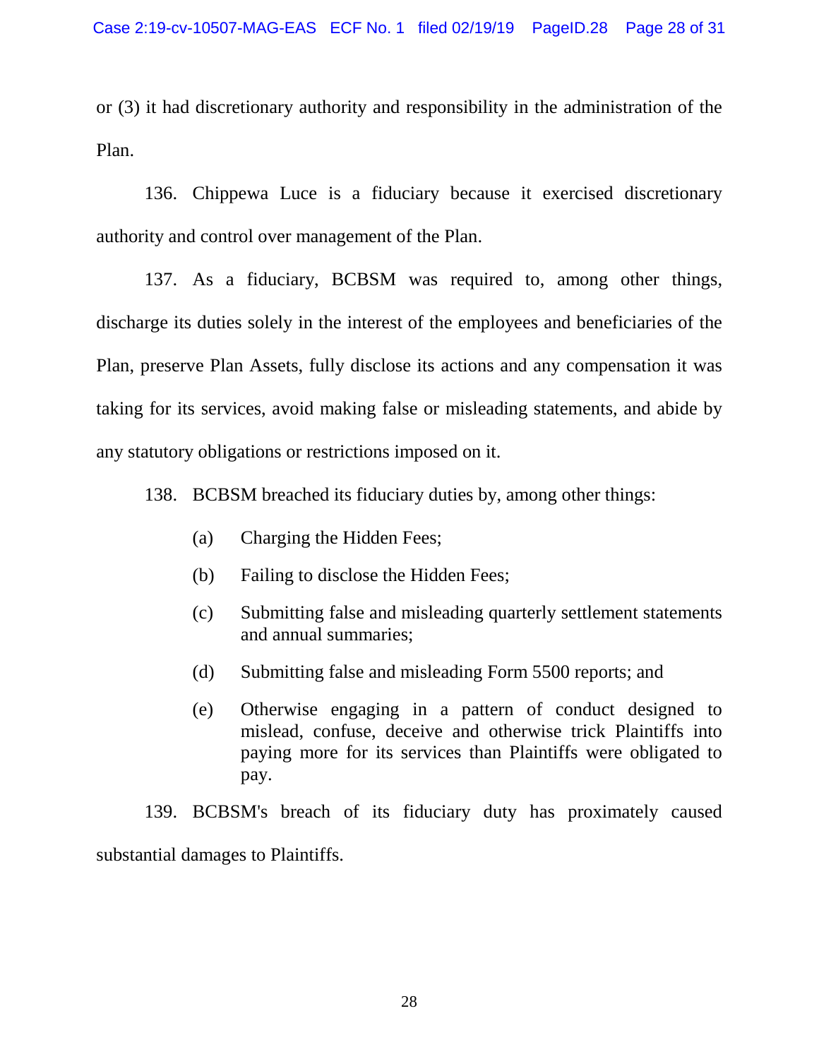or (3) it had discretionary authority and responsibility in the administration of the Plan.

136. Chippewa Luce is a fiduciary because it exercised discretionary authority and control over management of the Plan.

137. As a fiduciary, BCBSM was required to, among other things, discharge its duties solely in the interest of the employees and beneficiaries of the Plan, preserve Plan Assets, fully disclose its actions and any compensation it was taking for its services, avoid making false or misleading statements, and abide by any statutory obligations or restrictions imposed on it.

138. BCBSM breached its fiduciary duties by, among other things:

(a) Charging the Hidden Fees;

(b) Failing to disclose the Hidden Fees;

(c) Submitting false and misleading quarterly settlement statements and annual summaries;

(d) Submitting false and misleading Form 5500 reports; and

(e) Otherwise engaging in a pattern of conduct designed to mislead, confuse, deceive and otherwise trick Plaintiffs into paying more for its services than Plaintiffs were obligated to pay.

139. BCBSM's breach of its fiduciary duty has proximately caused substantial damages to Plaintiffs.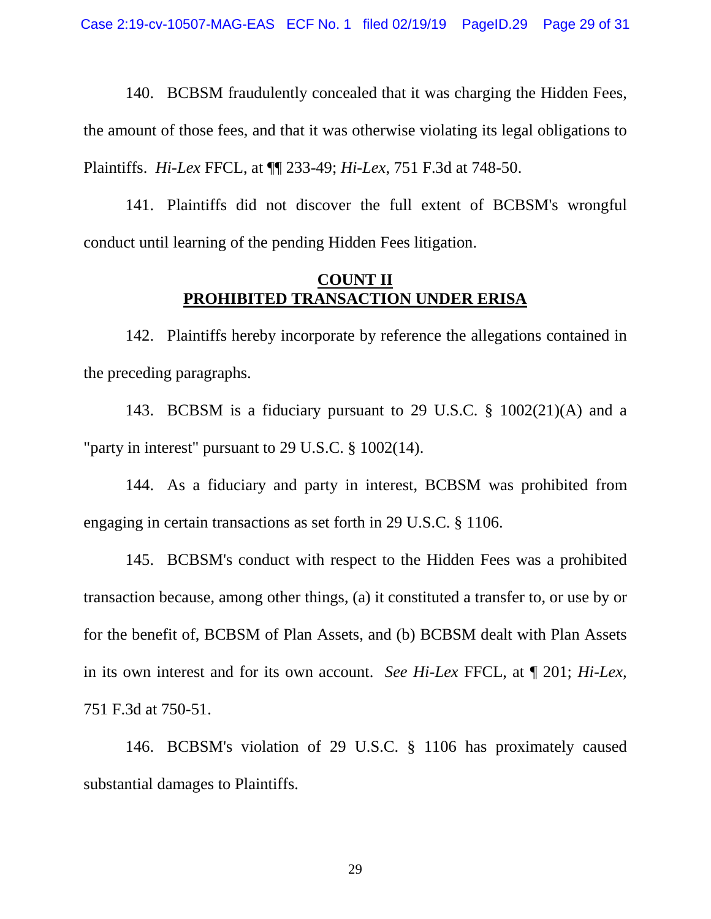140. BCBSM fraudulently concealed that it was charging the Hidden Fees, the amount of those fees, and that it was otherwise violating its legal obligations to Plaintiffs. *Hi-Lex* FFCL, at ¶¶ 233-49; *Hi-Lex*, 751 F.3d at 748-50.

141. Plaintiffs did not discover the full extent of BCBSM's wrongful conduct until learning of the pending Hidden Fees litigation.

## <u>COUNT II</u>
## <u>PROHIBITED TRANSACTION UNDER ERISA</u>

142. Plaintiffs hereby incorporate by reference the allegations contained in the preceding paragraphs.

143. BCBSM is a fiduciary pursuant to 29 U.S.C. § 1002(21)(A) and a "party in interest" pursuant to 29 U.S.C. § 1002(14).

144. As a fiduciary and party in interest, BCBSM was prohibited from engaging in certain transactions as set forth in 29 U.S.C. § 1106.

145. BCBSM's conduct with respect to the Hidden Fees was a prohibited transaction because, among other things, (a) it constituted a transfer to, or use by or for the benefit of, BCBSM of Plan Assets, and (b) BCBSM dealt with Plan Assets in its own interest and for its own account. *See Hi-Lex* FFCL, at ¶ 201; *Hi-Lex*, 751 F.3d at 750-51.

146. BCBSM's violation of 29 U.S.C. § 1106 has proximately caused substantial damages to Plaintiffs.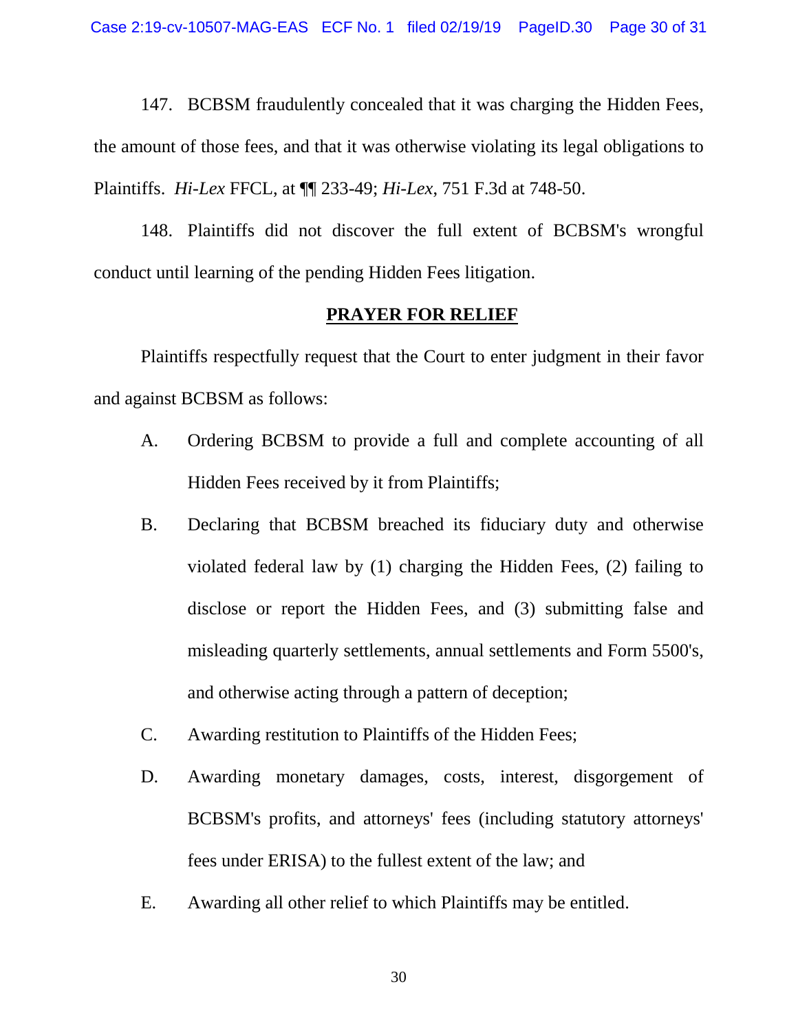147. BCBSM fraudulently concealed that it was charging the Hidden Fees, the amount of those fees, and that it was otherwise violating its legal obligations to Plaintiffs. *Hi-Lex* FFCL, at ¶¶ 233-49; *Hi-Lex*, 751 F.3d at 748-50.

148. Plaintiffs did not discover the full extent of BCBSM's wrongful conduct until learning of the pending Hidden Fees litigation.

## PRAYER FOR RELIEF

Plaintiffs respectfully request that the Court to enter judgment in their favor and against BCBSM as follows:

A. Ordering BCBSM to provide a full and complete accounting of all Hidden Fees received by it from Plaintiffs;

B. Declaring that BCBSM breached its fiduciary duty and otherwise violated federal law by (1) charging the Hidden Fees, (2) failing to disclose or report the Hidden Fees, and (3) submitting false and misleading quarterly settlements, annual settlements and Form 5500's, and otherwise acting through a pattern of deception;

C. Awarding restitution to Plaintiffs of the Hidden Fees;

D. Awarding monetary damages, costs, interest, disgorgement of BCBSM's profits, and attorneys' fees (including statutory attorneys' fees under ERISA) to the fullest extent of the law; and

E. Awarding all other relief to which Plaintiffs may be entitled.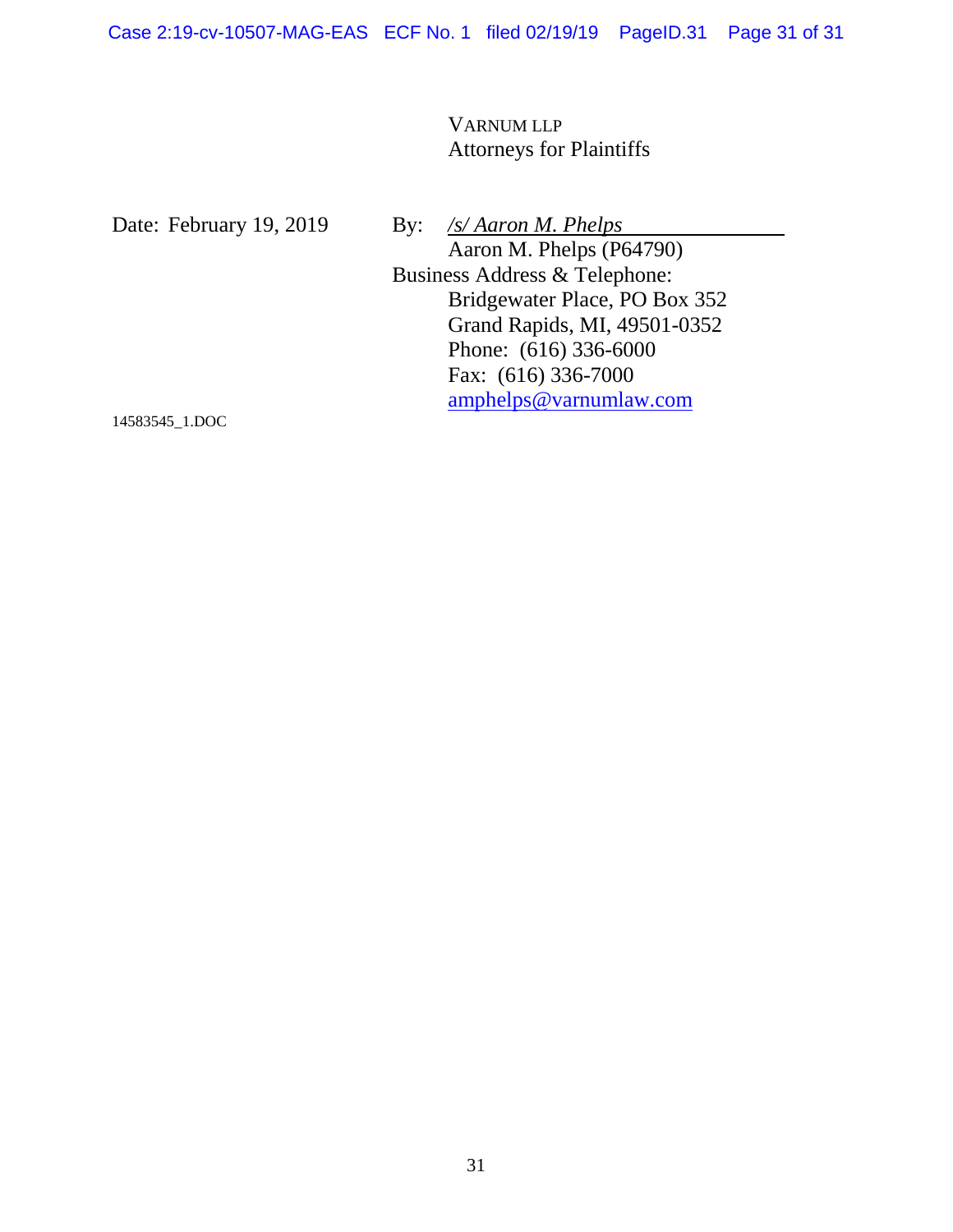VARNUM LLP
Attorneys for Plaintiffs

Date: February 19, 2019

By: */s/ Aaron M. Phelps*
Aaron M. Phelps (P64790)

Business Address & Telephone:
Bridgewater Place, PO Box 352
Grand Rapids, MI, 49501-0352
Phone: (616) 336-6000
Fax: (616) 336-7000
amphelps@varnumlaw.com

14583545_1.DOC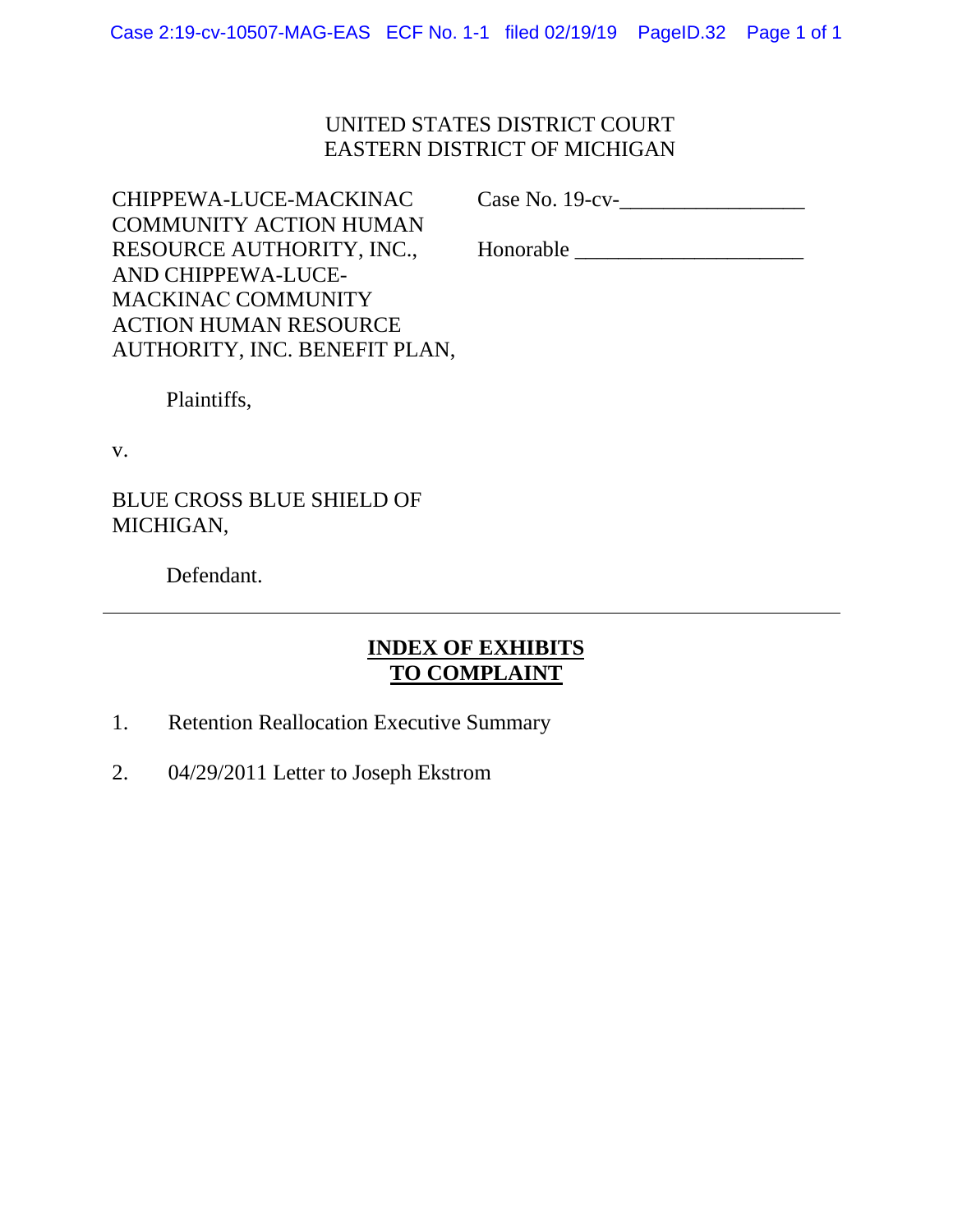UNITED STATES DISTRICT COURT
EASTERN DISTRICT OF MICHIGAN

CHIPPEWA-LUCE-MACKINAC COMMUNITY ACTION HUMAN RESOURCE AUTHORITY, INC., AND CHIPPEWA-LUCE-MACKINAC COMMUNITY ACTION HUMAN RESOURCE AUTHORITY, INC. BENEFIT PLAN,

Plaintiffs,

v.

BLUE CROSS BLUE SHIELD OF MICHIGAN,

Defendant.

Case No. 19-cv-________________

Honorable ____________________

---

## INDEX OF EXHIBITS TO COMPLAINT

1. Retention Reallocation Executive Summary
2. 04/29/2011 Letter to Joseph Ekstrom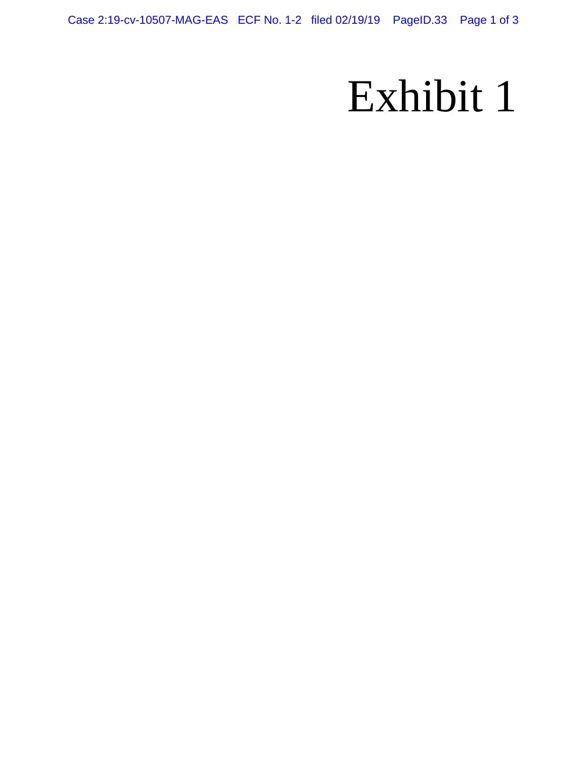# Exhibit 1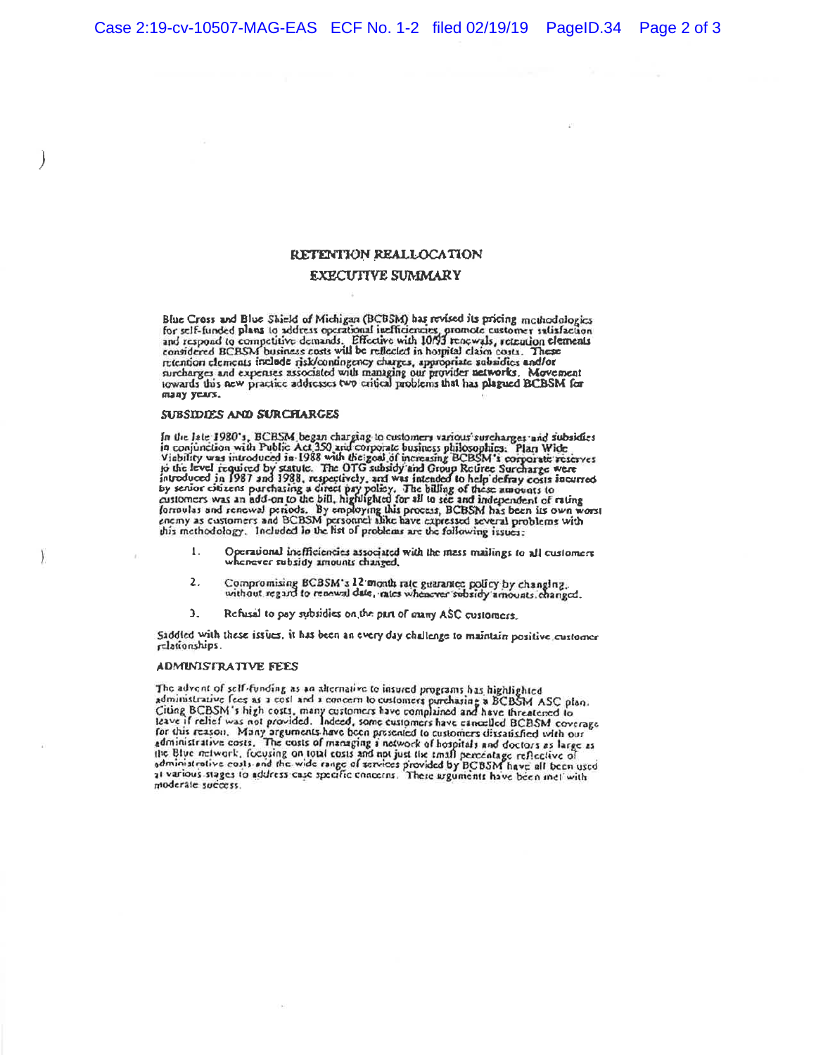# RETENTION REALLOCATION

## EXECUTIVE SUMMARY

Blue Cross and Blue Shield of Michigan (BCBSM) has revised its pricing methodologies for self-funded plans to address operational inefficiencies, promote customer satisfaction and respond to competitive demands. Effective with 10/93 renewals, retention elements considered BCBSM business costs will be reflected in hospital claim costs. These retention elements include risk/contingency charges, appropriate subsidies and/or surcharges and expenses associated with managing our provider networks. Movement towards this new practice addresses two critical problems that has plagued BCBSM for many years.

### SUBSIDIES AND SURCHARGES

In the late 1980's, BCBSM began charging to customers various surcharges and subsidies in conjunction with Public Act 350 and corporate business philosophies. Plan Wide Viability was introduced in 1988 with the goal of increasing BCBSM's corporate reserves to the level required by statute. The OTG subsidy and Group Retiree Surcharge were introduced in 1987 and 1988, respectively, and was intended to help defray costs incurred by senior citizens purchasing a direct pay policy. The billing of these amounts to customers was an add-on to the bill, highlighted for all to see and independent of rating formulas and renewal periods. By employing this process, BCBSM has been its own worst enemy as customers and BCBSM personnel alike have expressed several problems with this methodology. Included in the list of problems are the following issues:

1. Operational inefficiencies associated with the mass mailings to all customers whenever subsidy amounts changed.

2. Compromising BCBSM's 12 month rate guarantee policy by changing, without regard to renewal date, rates whenever subsidy amounts changed.

3. Refusal to pay subsidies on the part of many ASC customers.

Saddled with these issues, it has been an every day challenge to maintain positive customer relationships.

### ADMINISTRATIVE FEES

The advent of self-funding as an alternative to insured programs has highlighted administrative fees as a cost and a concern to customers purchasing a BCBSM ASC plan. Citing BCBSM's high costs, many customers have complained and have threatened to leave if relief was not provided. Indeed, some customers have cancelled BCBSM coverage for this reason. Many arguments have been presented to customers dissatisfied with our administrative costs. The costs of managing a network of hospitals and doctors as large as the Blue network, focusing on total costs and not just the small percentage reflective of administrative costs and the wide range of services provided by BCBSM have all been used at various stages to address case specific concerns. These arguments have been met with moderate success.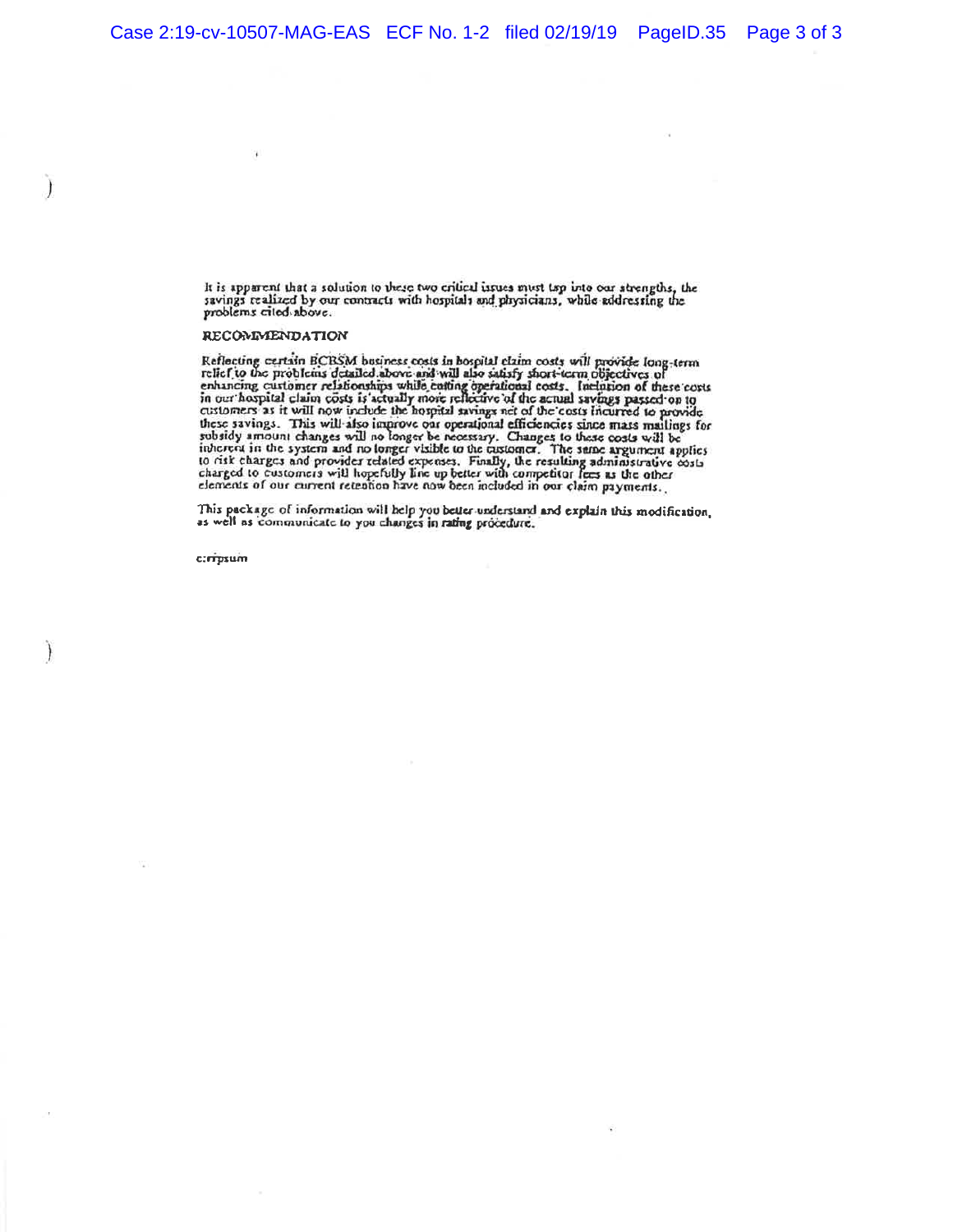It is apparent that a solution to these two critical issues must tap into our strengths, the savings realized by our contracts with hospitals and physicians, while addressing the problems cited above.

## RECOMMENDATION

Reflecting certain BCBSM business costs in hospital claim costs will provide long-term relief to the problems detailed above and will also satisfy short-term objectives of enhancing customer relationships while cutting operational costs. Inclusion of these costs in our hospital claim costs is actually more reflective of the actual savings passed on to customers as it will now include the hospital savings net of the costs incurred to provide these savings. This will also improve our operational efficiencies since mass mailings for subsidy amount changes will no longer be necessary. Changes to these costs will be inherent in the system and no longer visible to the customer. The same argument applies to risk charges and provider related expenses. Finally, the resulting administrative costs charged to customers will hopefully line up better with competitor fees as the other elements of our current retention have now been included in our claim payments.

This package of information will help you better understand and explain this modification, as well as communicate to you changes in rating procedure.

c:rrpsum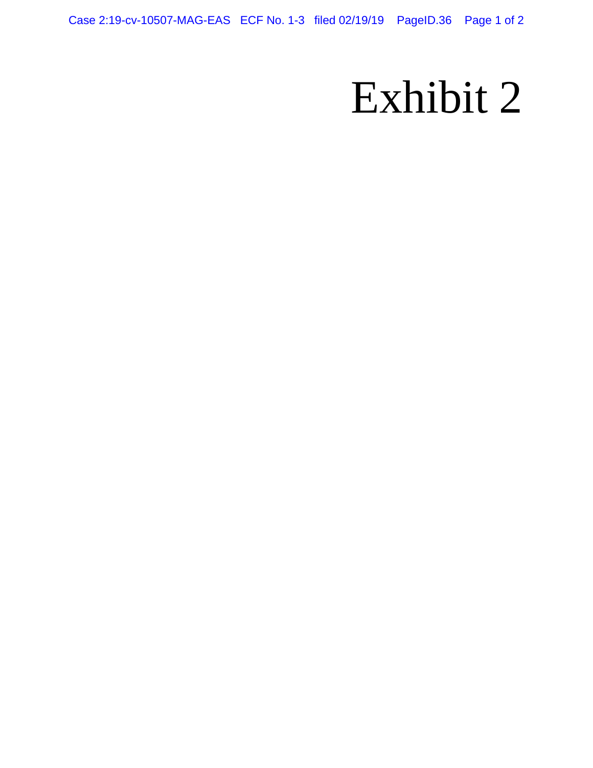# Exhibit 2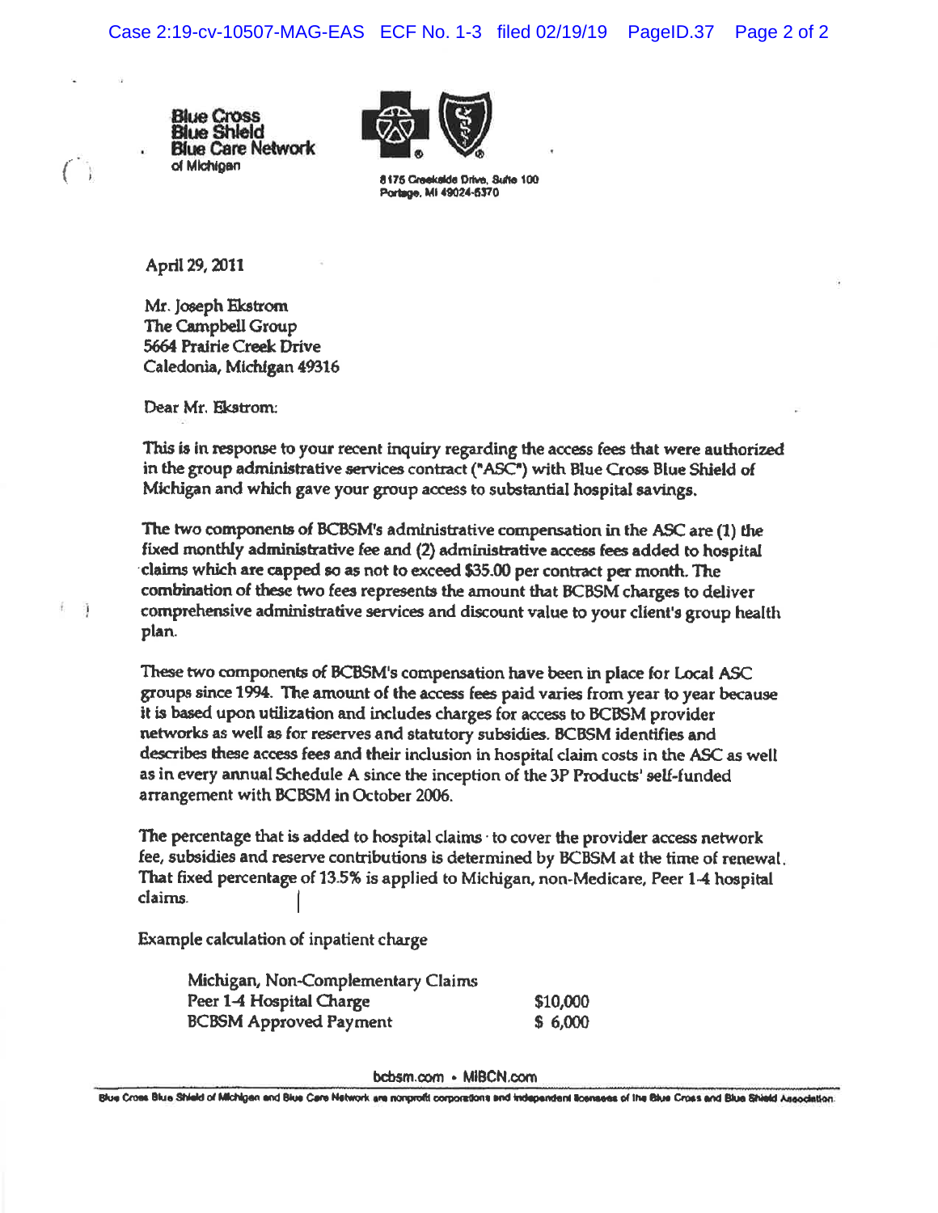**Blue Cross Blue Shield Blue Care Network of Michigan**

8175 Creekside Drive, Suite 100
Portage, MI 49024-6370

April 29, 2011

Mr. Joseph Ekstrom
The Campbell Group
5664 Prairie Creek Drive
Caledonia, Michigan 49316

Dear Mr. Ekstrom:

This is in response to your recent inquiry regarding the access fees that were authorized in the group administrative services contract ("ASC") with Blue Cross Blue Shield of Michigan and which gave your group access to substantial hospital savings.

The two components of BCBSM's administrative compensation in the ASC are (1) the fixed monthly administrative fee and (2) administrative access fees added to hospital claims which are capped so as not to exceed $35.00 per contract per month. The combination of these two fees represents the amount that BCBSM charges to deliver comprehensive administrative services and discount value to your client's group health plan.

These two components of BCBSM's compensation have been in place for Local ASC groups since 1994. The amount of the access fees paid varies from year to year because it is based upon utilization and includes charges for access to BCBSM provider networks as well as for reserves and statutory subsidies. BCBSM identifies and describes these access fees and their inclusion in hospital claim costs in the ASC as well as in every annual Schedule A since the inception of the 3P Products' self-funded arrangement with BCBSM in October 2006.

The percentage that is added to hospital claims to cover the provider access network fee, subsidies and reserve contributions is determined by BCBSM at the time of renewal. That fixed percentage of 13.5% is applied to Michigan, non-Medicare, Peer 1-4 hospital claims.

Example calculation of inpatient charge

| | |
|---|---|
| Michigan, Non-Complementary Claims | |
| Peer 1-4 Hospital Charge | $10,000 |
| BCBSM Approved Payment | $ 6,000 |

bcbsm.com • MIBCN.com

Blue Cross Blue Shield of Michigan and Blue Care Network are nonprofit corporations and independent licensees of the Blue Cross and Blue Shield Association.